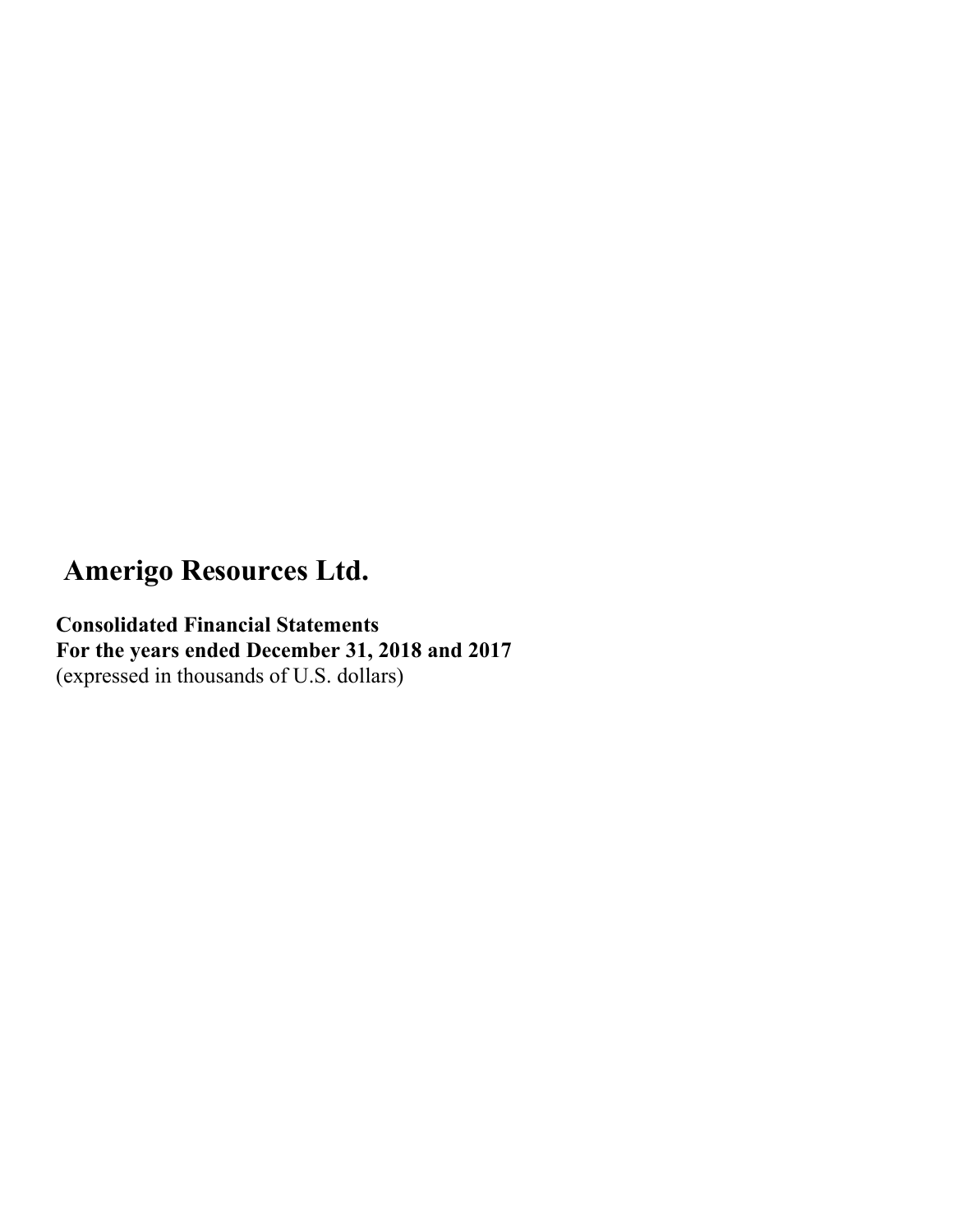# Amerigo Resources Ltd.

**Consolidated Financial Statements**
**For the years ended December 31, 2018 and 2017**
(expressed in thousands of U.S. dollars)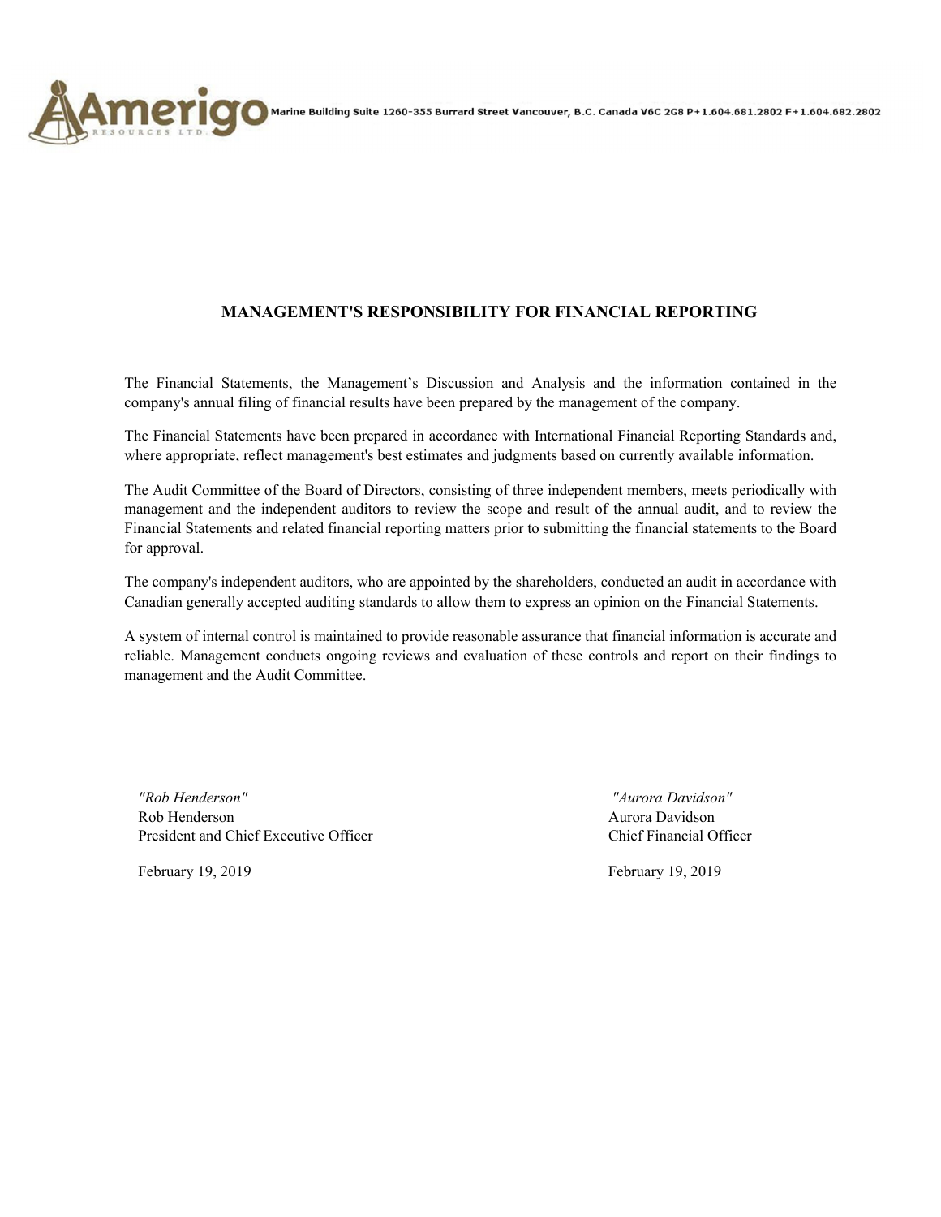Marine Building Suite 1260-355 Burrard Street Vancouver, B.C. Canada V6C 2G8 P+1.604.681.2802 F+1.604.682.2802

## MANAGEMENT'S RESPONSIBILITY FOR FINANCIAL REPORTING

The Financial Statements, the Management's Discussion and Analysis and the information contained in the company's annual filing of financial results have been prepared by the management of the company.

The Financial Statements have been prepared in accordance with International Financial Reporting Standards and, where appropriate, reflect management's best estimates and judgments based on currently available information.

The Audit Committee of the Board of Directors, consisting of three independent members, meets periodically with management and the independent auditors to review the scope and result of the annual audit, and to review the Financial Statements and related financial reporting matters prior to submitting the financial statements to the Board for approval.

The company's independent auditors, who are appointed by the shareholders, conducted an audit in accordance with Canadian generally accepted auditing standards to allow them to express an opinion on the Financial Statements.

A system of internal control is maintained to provide reasonable assurance that financial information is accurate and reliable. Management conducts ongoing reviews and evaluation of these controls and report on their findings to management and the Audit Committee.

*"Rob Henderson"*
Rob Henderson
President and Chief Executive Officer

February 19, 2019

*"Aurora Davidson"*
Aurora Davidson
Chief Financial Officer

February 19, 2019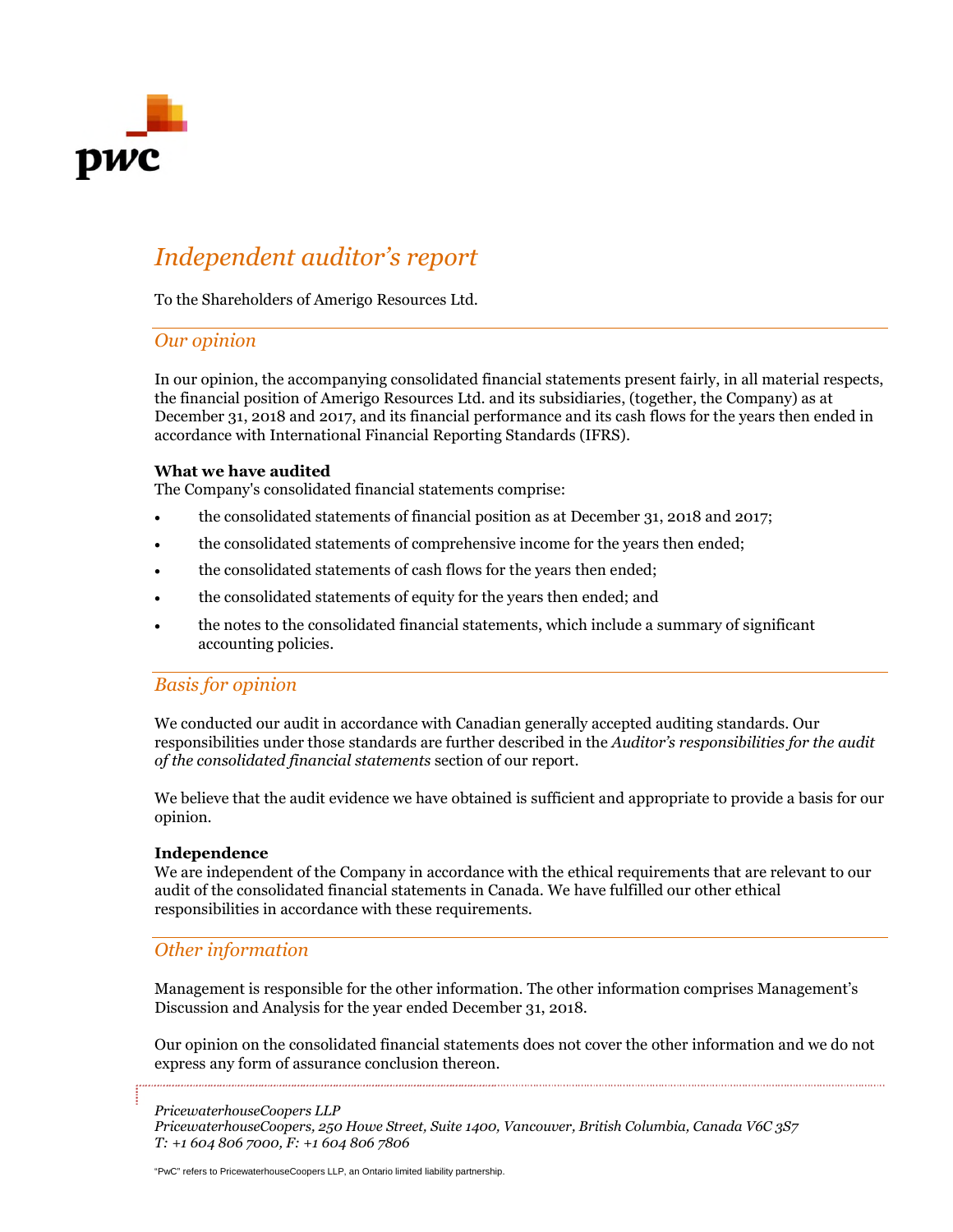# *Independent auditor's report*

To the Shareholders of Amerigo Resources Ltd.

## *Our opinion*

In our opinion, the accompanying consolidated financial statements present fairly, in all material respects, the financial position of Amerigo Resources Ltd. and its subsidiaries, (together, the Company) as at December 31, 2018 and 2017, and its financial performance and its cash flows for the years then ended in accordance with International Financial Reporting Standards (IFRS).

**What we have audited**

The Company's consolidated financial statements comprise:

- the consolidated statements of financial position as at December 31, 2018 and 2017;
- the consolidated statements of comprehensive income for the years then ended;
- the consolidated statements of cash flows for the years then ended;
- the consolidated statements of equity for the years then ended; and
- the notes to the consolidated financial statements, which include a summary of significant accounting policies.

## *Basis for opinion*

We conducted our audit in accordance with Canadian generally accepted auditing standards. Our responsibilities under those standards are further described in the *Auditor's responsibilities for the audit of the consolidated financial statements* section of our report.

We believe that the audit evidence we have obtained is sufficient and appropriate to provide a basis for our opinion.

**Independence**

We are independent of the Company in accordance with the ethical requirements that are relevant to our audit of the consolidated financial statements in Canada. We have fulfilled our other ethical responsibilities in accordance with these requirements.

## *Other information*

Management is responsible for the other information. The other information comprises Management's Discussion and Analysis for the year ended December 31, 2018.

Our opinion on the consolidated financial statements does not cover the other information and we do not express any form of assurance conclusion thereon.

*PricewaterhouseCoopers LLP*
*PricewaterhouseCoopers, 250 Howe Street, Suite 1400, Vancouver, British Columbia, Canada V6C 3S7*
*T: +1 604 806 7000, F: +1 604 806 7806*

"PwC" refers to PricewaterhouseCoopers LLP, an Ontario limited liability partnership.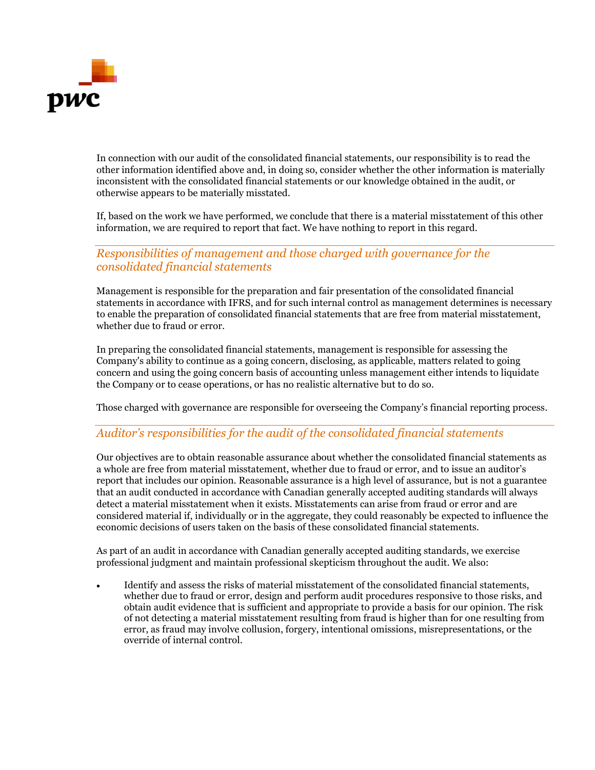In connection with our audit of the consolidated financial statements, our responsibility is to read the other information identified above and, in doing so, consider whether the other information is materially inconsistent with the consolidated financial statements or our knowledge obtained in the audit, or otherwise appears to be materially misstated.

If, based on the work we have performed, we conclude that there is a material misstatement of this other information, we are required to report that fact. We have nothing to report in this regard.

## *Responsibilities of management and those charged with governance for the consolidated financial statements*

Management is responsible for the preparation and fair presentation of the consolidated financial statements in accordance with IFRS, and for such internal control as management determines is necessary to enable the preparation of consolidated financial statements that are free from material misstatement, whether due to fraud or error.

In preparing the consolidated financial statements, management is responsible for assessing the Company's ability to continue as a going concern, disclosing, as applicable, matters related to going concern and using the going concern basis of accounting unless management either intends to liquidate the Company or to cease operations, or has no realistic alternative but to do so.

Those charged with governance are responsible for overseeing the Company's financial reporting process.

## *Auditor's responsibilities for the audit of the consolidated financial statements*

Our objectives are to obtain reasonable assurance about whether the consolidated financial statements as a whole are free from material misstatement, whether due to fraud or error, and to issue an auditor's report that includes our opinion. Reasonable assurance is a high level of assurance, but is not a guarantee that an audit conducted in accordance with Canadian generally accepted auditing standards will always detect a material misstatement when it exists. Misstatements can arise from fraud or error and are considered material if, individually or in the aggregate, they could reasonably be expected to influence the economic decisions of users taken on the basis of these consolidated financial statements.

As part of an audit in accordance with Canadian generally accepted auditing standards, we exercise professional judgment and maintain professional skepticism throughout the audit. We also:

- Identify and assess the risks of material misstatement of the consolidated financial statements, whether due to fraud or error, design and perform audit procedures responsive to those risks, and obtain audit evidence that is sufficient and appropriate to provide a basis for our opinion. The risk of not detecting a material misstatement resulting from fraud is higher than for one resulting from error, as fraud may involve collusion, forgery, intentional omissions, misrepresentations, or the override of internal control.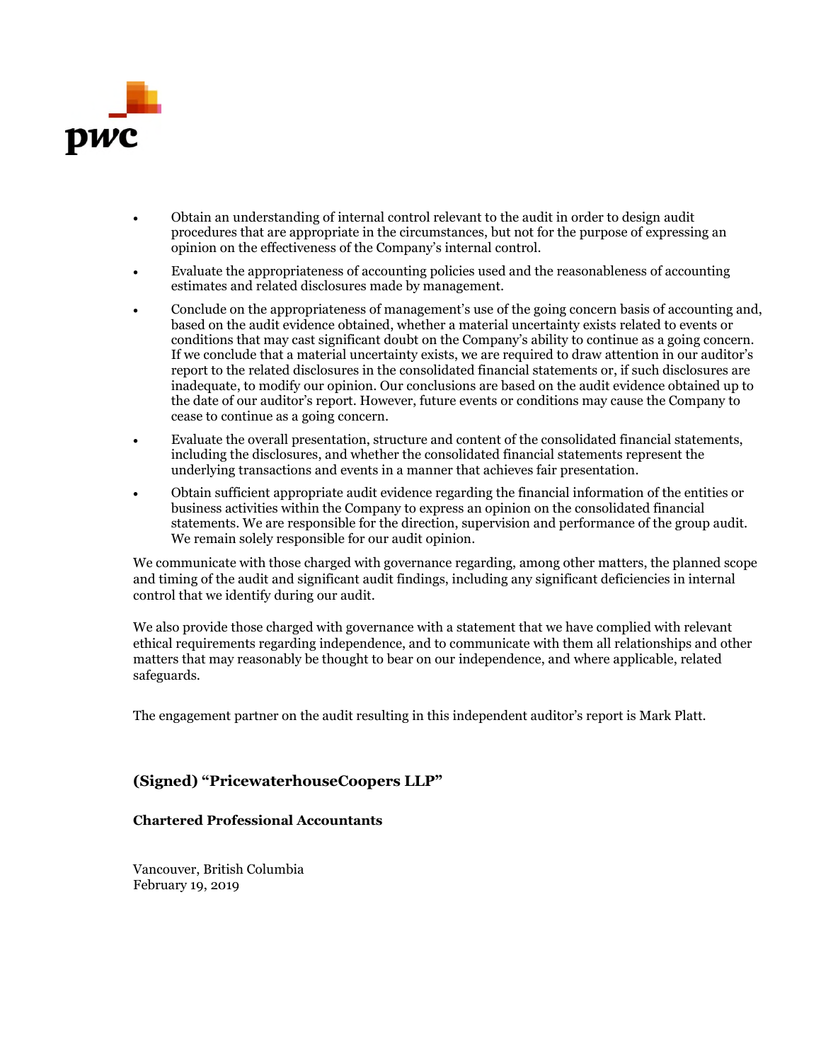- Obtain an understanding of internal control relevant to the audit in order to design audit procedures that are appropriate in the circumstances, but not for the purpose of expressing an opinion on the effectiveness of the Company's internal control.
- Evaluate the appropriateness of accounting policies used and the reasonableness of accounting estimates and related disclosures made by management.
- Conclude on the appropriateness of management's use of the going concern basis of accounting and, based on the audit evidence obtained, whether a material uncertainty exists related to events or conditions that may cast significant doubt on the Company's ability to continue as a going concern. If we conclude that a material uncertainty exists, we are required to draw attention in our auditor's report to the related disclosures in the consolidated financial statements or, if such disclosures are inadequate, to modify our opinion. Our conclusions are based on the audit evidence obtained up to the date of our auditor's report. However, future events or conditions may cause the Company to cease to continue as a going concern.
- Evaluate the overall presentation, structure and content of the consolidated financial statements, including the disclosures, and whether the consolidated financial statements represent the underlying transactions and events in a manner that achieves fair presentation.
- Obtain sufficient appropriate audit evidence regarding the financial information of the entities or business activities within the Company to express an opinion on the consolidated financial statements. We are responsible for the direction, supervision and performance of the group audit. We remain solely responsible for our audit opinion.

We communicate with those charged with governance regarding, among other matters, the planned scope and timing of the audit and significant audit findings, including any significant deficiencies in internal control that we identify during our audit.

We also provide those charged with governance with a statement that we have complied with relevant ethical requirements regarding independence, and to communicate with them all relationships and other matters that may reasonably be thought to bear on our independence, and where applicable, related safeguards.

The engagement partner on the audit resulting in this independent auditor's report is Mark Platt.

**(Signed) "PricewaterhouseCoopers LLP"**

**Chartered Professional Accountants**

Vancouver, British Columbia
February 19, 2019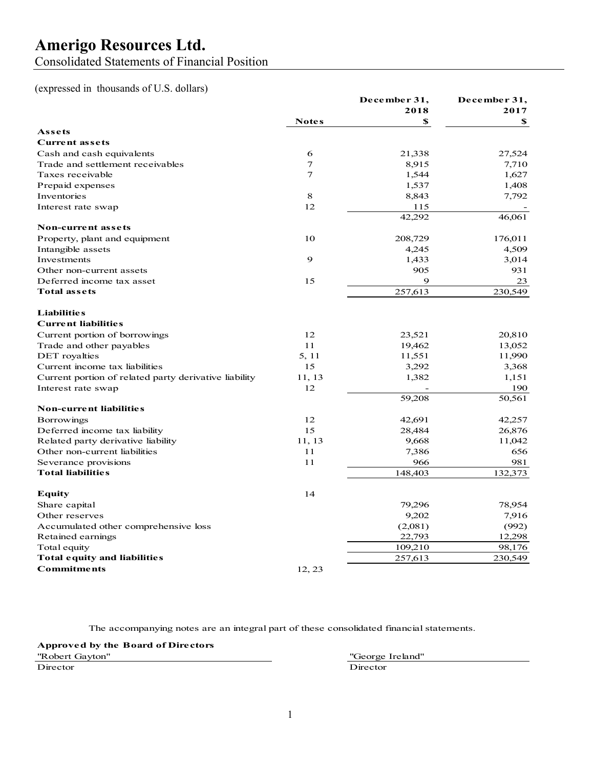# Amerigo Resources Ltd.

Consolidated Statements of Financial Position

(expressed in thousands of U.S. dollars)

| | Notes | December 31, 2018 $ | December 31, 2017 $ |
|---|---|---|---|
| **Assets** | | | |
| **Current assets** | | | |
| Cash and cash equivalents | 6 | 21,338 | 27,524 |
| Trade and settlement receivables | 7 | 8,915 | 7,710 |
| Taxes receivable | 7 | 1,544 | 1,627 |
| Prepaid expenses | | 1,537 | 1,408 |
| Inventories | 8 | 8,843 | 7,792 |
| Interest rate swap | 12 | 115 | - |
| | | 42,292 | 46,061 |
| **Non-current assets** | | | |
| Property, plant and equipment | 10 | 208,729 | 176,011 |
| Intangible assets | | 4,245 | 4,509 |
| Investments | 9 | 1,433 | 3,014 |
| Other non-current assets | | 905 | 931 |
| Deferred income tax asset | 15 | 9 | 23 |
| **Total assets** | | 257,613 | 230,549 |
| | | | |
| **Liabilities** | | | |
| **Current liabilities** | | | |
| Current portion of borrowings | 12 | 23,521 | 20,810 |
| Trade and other payables | 11 | 19,462 | 13,052 |
| DET royalties | 5, 11 | 11,551 | 11,990 |
| Current income tax liabilities | 15 | 3,292 | 3,368 |
| Current portion of related party derivative liability | 11, 13 | 1,382 | 1,151 |
| Interest rate swap | 12 | - | 190 |
| | | 59,208 | 50,561 |
| **Non-current liabilities** | | | |
| Borrowings | 12 | 42,691 | 42,257 |
| Deferred income tax liability | 15 | 28,484 | 26,876 |
| Related party derivative liability | 11, 13 | 9,668 | 11,042 |
| Other non-current liabilities | 11 | 7,386 | 656 |
| Severance provisions | 11 | 966 | 981 |
| **Total liabilities** | | 148,403 | 132,373 |
| | | | |
| **Equity** | 14 | | |
| Share capital | | 79,296 | 78,954 |
| Other reserves | | 9,202 | 7,916 |
| Accumulated other comprehensive loss | | (2,081) | (992) |
| Retained earnings | | 22,793 | 12,298 |
| Total equity | | 109,210 | 98,176 |
| **Total equity and liabilities** | | 257,613 | 230,549 |
| **Commitments** | 12, 23 | | |

The accompanying notes are an integral part of these consolidated financial statements.

**Approved by the Board of Directors**

"Robert Gayton"
Director

"George Ireland"
Director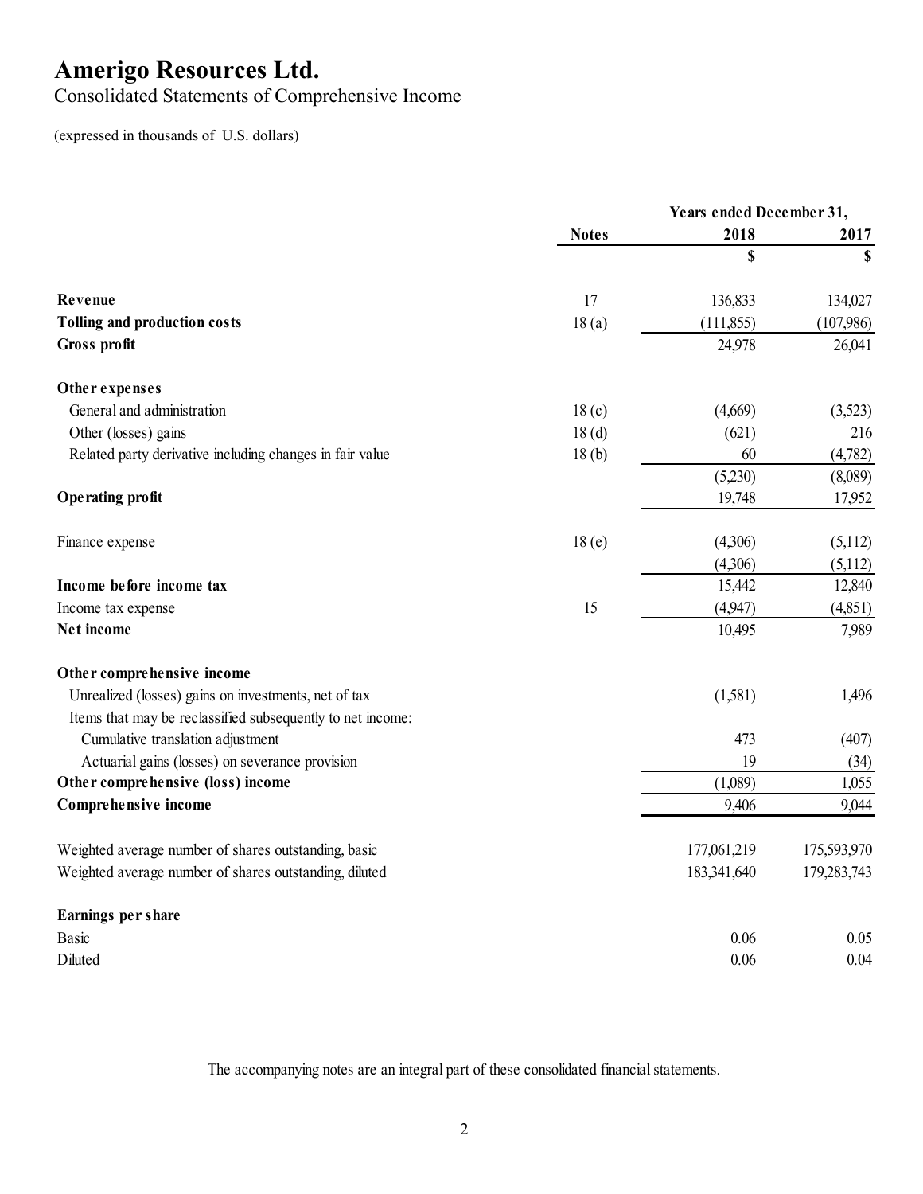# Amerigo Resources Ltd.

## Consolidated Statements of Comprehensive Income

(expressed in thousands of U.S. dollars)

| | Notes | Years ended December 31, 2018 | 2017 |
|---|---|---|---|
| | | $ | $ |
| **Revenue** | 17 | 136,833 | 134,027 |
| **Tolling and production costs** | 18 (a) | (111,855) | (107,986) |
| **Gross profit** | | 24,978 | 26,041 |
| **Other expenses** | | | |
| General and administration | 18 (c) | (4,669) | (3,523) |
| Other (losses) gains | 18 (d) | (621) | 216 |
| Related party derivative including changes in fair value | 18 (b) | 60 | (4,782) |
| | | (5,230) | (8,089) |
| **Operating profit** | | 19,748 | 17,952 |
| Finance expense | 18 (e) | (4,306) | (5,112) |
| | | (4,306) | (5,112) |
| **Income before income tax** | | 15,442 | 12,840 |
| Income tax expense | 15 | (4,947) | (4,851) |
| **Net income** | | 10,495 | 7,989 |
| **Other comprehensive income** | | | |
| Unrealized (losses) gains on investments, net of tax | | (1,581) | 1,496 |
| Items that may be reclassified subsequently to net income: | | | |
| Cumulative translation adjustment | | 473 | (407) |
| Actuarial gains (losses) on severance provision | | 19 | (34) |
| **Other comprehensive (loss) income** | | (1,089) | 1,055 |
| **Comprehensive income** | | 9,406 | 9,044 |
| Weighted average number of shares outstanding, basic | | 177,061,219 | 175,593,970 |
| Weighted average number of shares outstanding, diluted | | 183,341,640 | 179,283,743 |
| **Earnings per share** | | | |
| Basic | | 0.06 | 0.05 |
| Diluted | | 0.06 | 0.04 |

The accompanying notes are an integral part of these consolidated financial statements.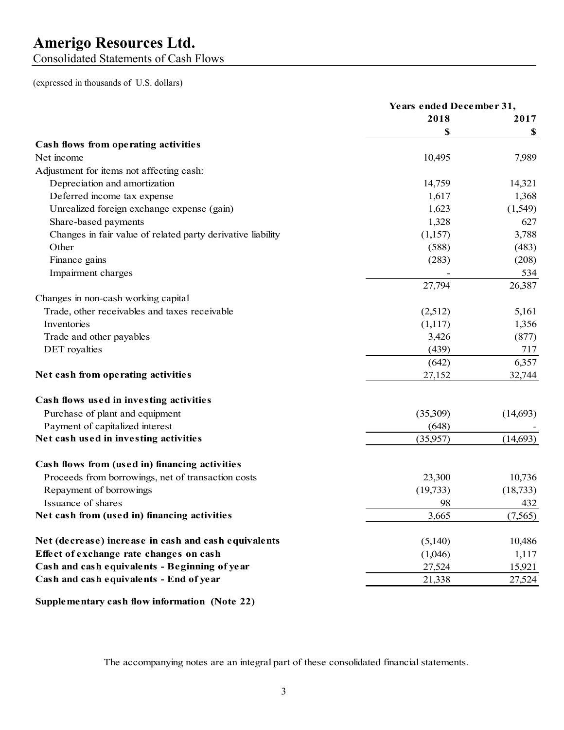# Amerigo Resources Ltd.

Consolidated Statements of Cash Flows

(expressed in thousands of U.S. dollars)

| | Years ended December 31, | |
|---|---|---|
| | 2018 | 2017 |
| | $ | $ |
| **Cash flows from operating activities** | | |
| Net income | 10,495 | 7,989 |
| Adjustment for items not affecting cash: | | |
| Depreciation and amortization | 14,759 | 14,321 |
| Deferred income tax expense | 1,617 | 1,368 |
| Unrealized foreign exchange expense (gain) | 1,623 | (1,549) |
| Share-based payments | 1,328 | 627 |
| Changes in fair value of related party derivative liability | (1,157) | 3,788 |
| Other | (588) | (483) |
| Finance gains | (283) | (208) |
| Impairment charges | - | 534 |
| | 27,794 | 26,387 |
| Changes in non-cash working capital | | |
| Trade, other receivables and taxes receivable | (2,512) | 5,161 |
| Inventories | (1,117) | 1,356 |
| Trade and other payables | 3,426 | (877) |
| DET royalties | (439) | 717 |
| | (642) | 6,357 |
| **Net cash from operating activities** | 27,152 | 32,744 |
| | | |
| **Cash flows used in investing activities** | | |
| Purchase of plant and equipment | (35,309) | (14,693) |
| Payment of capitalized interest | (648) | - |
| **Net cash used in investing activities** | (35,957) | (14,693) |
| | | |
| **Cash flows from (used in) financing activities** | | |
| Proceeds from borrowings, net of transaction costs | 23,300 | 10,736 |
| Repayment of borrowings | (19,733) | (18,733) |
| Issuance of shares | 98 | 432 |
| **Net cash from (used in) financing activities** | 3,665 | (7,565) |
| | | |
| **Net (decrease) increase in cash and cash equivalents** | (5,140) | 10,486 |
| **Effect of exchange rate changes on cash** | (1,046) | 1,117 |
| **Cash and cash equivalents - Beginning of year** | 27,524 | 15,921 |
| **Cash and cash equivalents - End of year** | 21,338 | 27,524 |

**Supplementary cash flow information (Note 22)**

The accompanying notes are an integral part of these consolidated financial statements.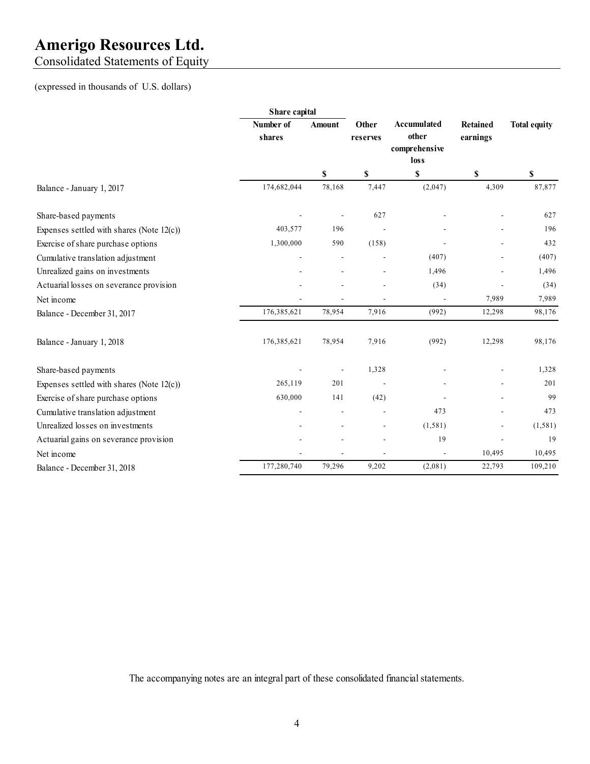# Amerigo Resources Ltd.

Consolidated Statements of Equity

(expressed in thousands of U.S. dollars)

| | Share capital | | | | | |
|---|---|---|---|---|---|---|
| | Number of shares | Amount | Other reserves | Accumulated other comprehensive loss | Retained earnings | Total equity |
| | | $ | $ | $ | $ | $ |
| Balance - January 1, 2017 | 174,682,044 | 78,168 | 7,447 | (2,047) | 4,309 | 87,877 |
| Share-based payments | - | - | 627 | - | - | 627 |
| Expenses settled with shares (Note 12(c)) | 403,577 | 196 | - | - | - | 196 |
| Exercise of share purchase options | 1,300,000 | 590 | (158) | - | - | 432 |
| Cumulative translation adjustment | - | - | - | (407) | - | (407) |
| Unrealized gains on investments | - | - | - | 1,496 | - | 1,496 |
| Actuarial losses on severance provision | - | - | - | (34) | - | (34) |
| Net income | - | - | - | - | 7,989 | 7,989 |
| Balance - December 31, 2017 | 176,385,621 | 78,954 | 7,916 | (992) | 12,298 | 98,176 |
| Balance - January 1, 2018 | 176,385,621 | 78,954 | 7,916 | (992) | 12,298 | 98,176 |
| Share-based payments | - | - | 1,328 | - | - | 1,328 |
| Expenses settled with shares (Note 12(c)) | 265,119 | 201 | - | - | - | 201 |
| Exercise of share purchase options | 630,000 | 141 | (42) | - | - | 99 |
| Cumulative translation adjustment | - | - | - | 473 | - | 473 |
| Unrealized losses on investments | - | - | - | (1,581) | - | (1,581) |
| Actuarial gains on severance provision | - | - | - | 19 | - | 19 |
| Net income | - | - | - | - | 10,495 | 10,495 |
| Balance - December 31, 2018 | 177,280,740 | 79,296 | 9,202 | (2,081) | 22,793 | 109,210 |

The accompanying notes are an integral part of these consolidated financial statements.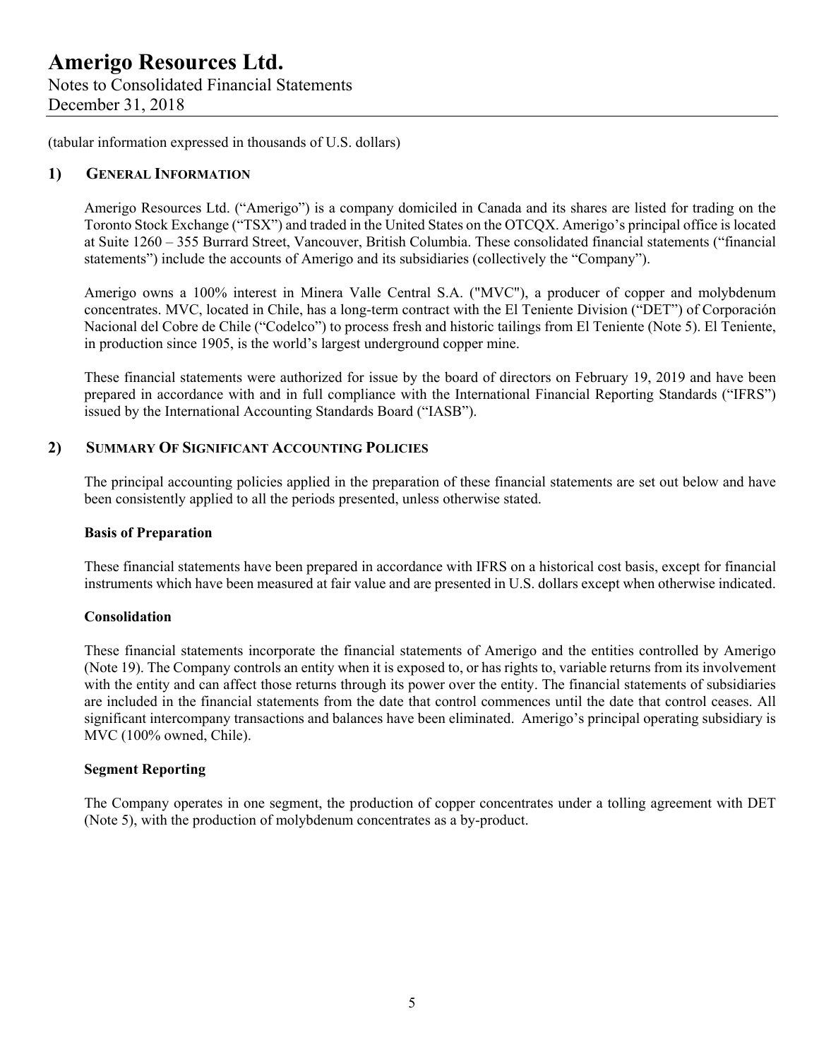(tabular information expressed in thousands of U.S. dollars)

## 1) General Information

Amerigo Resources Ltd. ("Amerigo") is a company domiciled in Canada and its shares are listed for trading on the Toronto Stock Exchange ("TSX") and traded in the United States on the OTCQX. Amerigo's principal office is located at Suite 1260 – 355 Burrard Street, Vancouver, British Columbia. These consolidated financial statements ("financial statements") include the accounts of Amerigo and its subsidiaries (collectively the "Company").

Amerigo owns a 100% interest in Minera Valle Central S.A. ("MVC"), a producer of copper and molybdenum concentrates. MVC, located in Chile, has a long-term contract with the El Teniente Division ("DET") of Corporación Nacional del Cobre de Chile ("Codelco") to process fresh and historic tailings from El Teniente (Note 5). El Teniente, in production since 1905, is the world's largest underground copper mine.

These financial statements were authorized for issue by the board of directors on February 19, 2019 and have been prepared in accordance with and in full compliance with the International Financial Reporting Standards ("IFRS") issued by the International Accounting Standards Board ("IASB").

## 2) Summary Of Significant Accounting Policies

The principal accounting policies applied in the preparation of these financial statements are set out below and have been consistently applied to all the periods presented, unless otherwise stated.

### Basis of Preparation

These financial statements have been prepared in accordance with IFRS on a historical cost basis, except for financial instruments which have been measured at fair value and are presented in U.S. dollars except when otherwise indicated.

### Consolidation

These financial statements incorporate the financial statements of Amerigo and the entities controlled by Amerigo (Note 19). The Company controls an entity when it is exposed to, or has rights to, variable returns from its involvement with the entity and can affect those returns through its power over the entity. The financial statements of subsidiaries are included in the financial statements from the date that control commences until the date that control ceases. All significant intercompany transactions and balances have been eliminated. Amerigo's principal operating subsidiary is MVC (100% owned, Chile).

### Segment Reporting

The Company operates in one segment, the production of copper concentrates under a tolling agreement with DET (Note 5), with the production of molybdenum concentrates as a by-product.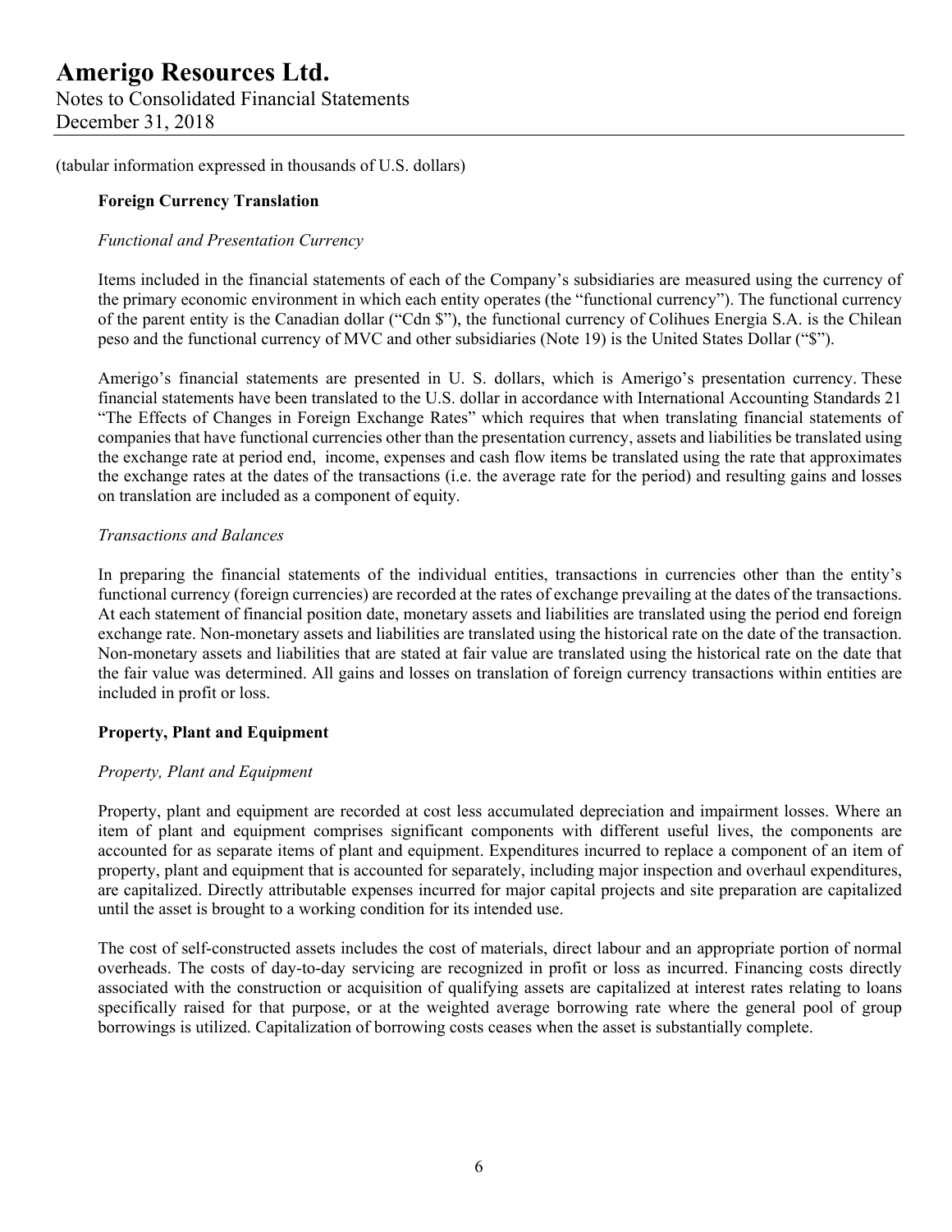(tabular information expressed in thousands of U.S. dollars)

**Foreign Currency Translation**

*Functional and Presentation Currency*

Items included in the financial statements of each of the Company's subsidiaries are measured using the currency of the primary economic environment in which each entity operates (the "functional currency"). The functional currency of the parent entity is the Canadian dollar ("Cdn $"), the functional currency of Colihues Energia S.A. is the Chilean peso and the functional currency of MVC and other subsidiaries (Note 19) is the United States Dollar ("$").

Amerigo's financial statements are presented in U. S. dollars, which is Amerigo's presentation currency. These financial statements have been translated to the U.S. dollar in accordance with International Accounting Standards 21 "The Effects of Changes in Foreign Exchange Rates" which requires that when translating financial statements of companies that have functional currencies other than the presentation currency, assets and liabilities be translated using the exchange rate at period end, income, expenses and cash flow items be translated using the rate that approximates the exchange rates at the dates of the transactions (i.e. the average rate for the period) and resulting gains and losses on translation are included as a component of equity.

*Transactions and Balances*

In preparing the financial statements of the individual entities, transactions in currencies other than the entity's functional currency (foreign currencies) are recorded at the rates of exchange prevailing at the dates of the transactions. At each statement of financial position date, monetary assets and liabilities are translated using the period end foreign exchange rate. Non-monetary assets and liabilities are translated using the historical rate on the date of the transaction. Non-monetary assets and liabilities that are stated at fair value are translated using the historical rate on the date that the fair value was determined. All gains and losses on translation of foreign currency transactions within entities are included in profit or loss.

**Property, Plant and Equipment**

*Property, Plant and Equipment*

Property, plant and equipment are recorded at cost less accumulated depreciation and impairment losses. Where an item of plant and equipment comprises significant components with different useful lives, the components are accounted for as separate items of plant and equipment. Expenditures incurred to replace a component of an item of property, plant and equipment that is accounted for separately, including major inspection and overhaul expenditures, are capitalized. Directly attributable expenses incurred for major capital projects and site preparation are capitalized until the asset is brought to a working condition for its intended use.

The cost of self-constructed assets includes the cost of materials, direct labour and an appropriate portion of normal overheads. The costs of day-to-day servicing are recognized in profit or loss as incurred. Financing costs directly associated with the construction or acquisition of qualifying assets are capitalized at interest rates relating to loans specifically raised for that purpose, or at the weighted average borrowing rate where the general pool of group borrowings is utilized. Capitalization of borrowing costs ceases when the asset is substantially complete.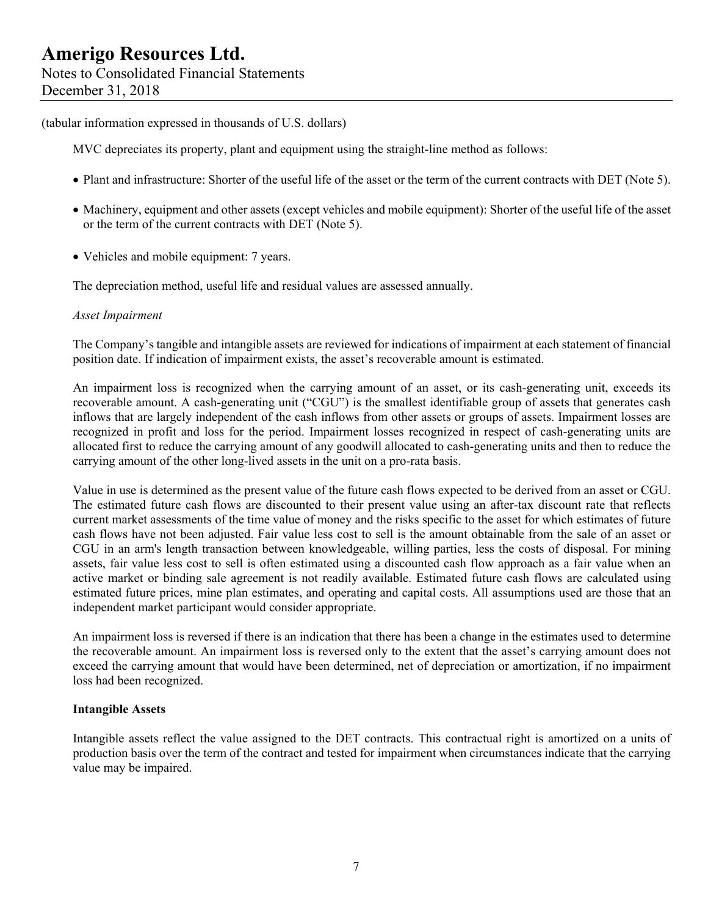(tabular information expressed in thousands of U.S. dollars)

MVC depreciates its property, plant and equipment using the straight-line method as follows:

- Plant and infrastructure: Shorter of the useful life of the asset or the term of the current contracts with DET (Note 5).
- Machinery, equipment and other assets (except vehicles and mobile equipment): Shorter of the useful life of the asset or the term of the current contracts with DET (Note 5).
- Vehicles and mobile equipment: 7 years.

The depreciation method, useful life and residual values are assessed annually.

*Asset Impairment*

The Company's tangible and intangible assets are reviewed for indications of impairment at each statement of financial position date. If indication of impairment exists, the asset's recoverable amount is estimated.

An impairment loss is recognized when the carrying amount of an asset, or its cash-generating unit, exceeds its recoverable amount. A cash-generating unit ("CGU") is the smallest identifiable group of assets that generates cash inflows that are largely independent of the cash inflows from other assets or groups of assets. Impairment losses are recognized in profit and loss for the period. Impairment losses recognized in respect of cash-generating units are allocated first to reduce the carrying amount of any goodwill allocated to cash-generating units and then to reduce the carrying amount of the other long-lived assets in the unit on a pro-rata basis.

Value in use is determined as the present value of the future cash flows expected to be derived from an asset or CGU. The estimated future cash flows are discounted to their present value using an after-tax discount rate that reflects current market assessments of the time value of money and the risks specific to the asset for which estimates of future cash flows have not been adjusted. Fair value less cost to sell is the amount obtainable from the sale of an asset or CGU in an arm's length transaction between knowledgeable, willing parties, less the costs of disposal. For mining assets, fair value less cost to sell is often estimated using a discounted cash flow approach as a fair value when an active market or binding sale agreement is not readily available. Estimated future cash flows are calculated using estimated future prices, mine plan estimates, and operating and capital costs. All assumptions used are those that an independent market participant would consider appropriate.

An impairment loss is reversed if there is an indication that there has been a change in the estimates used to determine the recoverable amount. An impairment loss is reversed only to the extent that the asset's carrying amount does not exceed the carrying amount that would have been determined, net of depreciation or amortization, if no impairment loss had been recognized.

**Intangible Assets**

Intangible assets reflect the value assigned to the DET contracts. This contractual right is amortized on a units of production basis over the term of the contract and tested for impairment when circumstances indicate that the carrying value may be impaired.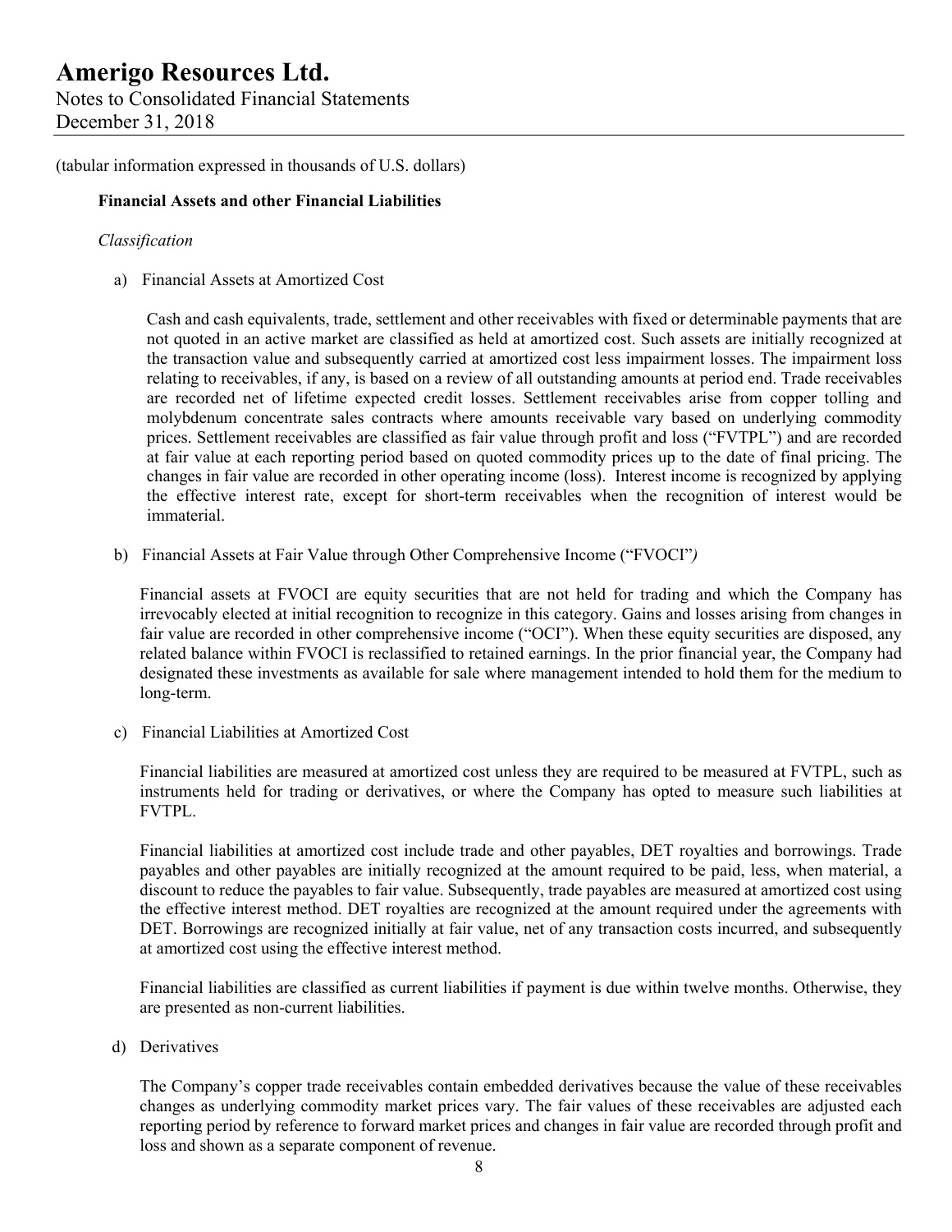(tabular information expressed in thousands of U.S. dollars)

**Financial Assets and other Financial Liabilities**

*Classification*

a) Financial Assets at Amortized Cost

Cash and cash equivalents, trade, settlement and other receivables with fixed or determinable payments that are not quoted in an active market are classified as held at amortized cost. Such assets are initially recognized at the transaction value and subsequently carried at amortized cost less impairment losses. The impairment loss relating to receivables, if any, is based on a review of all outstanding amounts at period end. Trade receivables are recorded net of lifetime expected credit losses. Settlement receivables arise from copper tolling and molybdenum concentrate sales contracts where amounts receivable vary based on underlying commodity prices. Settlement receivables are classified as fair value through profit and loss ("FVTPL") and are recorded at fair value at each reporting period based on quoted commodity prices up to the date of final pricing. The changes in fair value are recorded in other operating income (loss). Interest income is recognized by applying the effective interest rate, except for short-term receivables when the recognition of interest would be immaterial.

b) Financial Assets at Fair Value through Other Comprehensive Income ("FVOCI"*)*

Financial assets at FVOCI are equity securities that are not held for trading and which the Company has irrevocably elected at initial recognition to recognize in this category. Gains and losses arising from changes in fair value are recorded in other comprehensive income ("OCI"). When these equity securities are disposed, any related balance within FVOCI is reclassified to retained earnings. In the prior financial year, the Company had designated these investments as available for sale where management intended to hold them for the medium to long-term.

c) Financial Liabilities at Amortized Cost

Financial liabilities are measured at amortized cost unless they are required to be measured at FVTPL, such as instruments held for trading or derivatives, or where the Company has opted to measure such liabilities at FVTPL.

Financial liabilities at amortized cost include trade and other payables, DET royalties and borrowings. Trade payables and other payables are initially recognized at the amount required to be paid, less, when material, a discount to reduce the payables to fair value. Subsequently, trade payables are measured at amortized cost using the effective interest method. DET royalties are recognized at the amount required under the agreements with DET. Borrowings are recognized initially at fair value, net of any transaction costs incurred, and subsequently at amortized cost using the effective interest method.

Financial liabilities are classified as current liabilities if payment is due within twelve months. Otherwise, they are presented as non-current liabilities.

d) Derivatives

The Company's copper trade receivables contain embedded derivatives because the value of these receivables changes as underlying commodity market prices vary. The fair values of these receivables are adjusted each reporting period by reference to forward market prices and changes in fair value are recorded through profit and loss and shown as a separate component of revenue.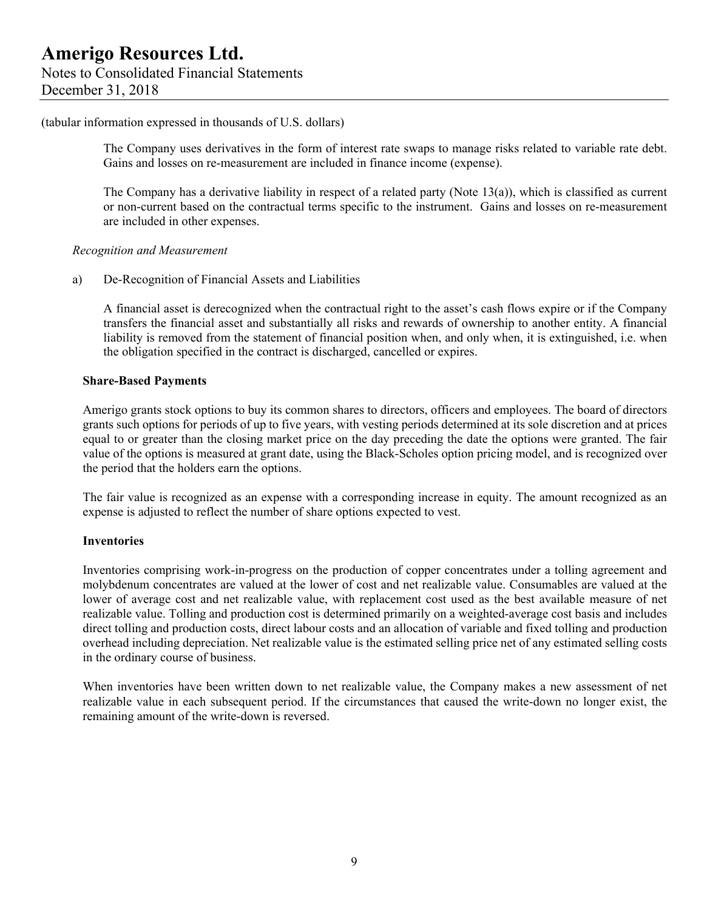(tabular information expressed in thousands of U.S. dollars)

The Company uses derivatives in the form of interest rate swaps to manage risks related to variable rate debt. Gains and losses on re-measurement are included in finance income (expense).

The Company has a derivative liability in respect of a related party (Note 13(a)), which is classified as current or non-current based on the contractual terms specific to the instrument. Gains and losses on re-measurement are included in other expenses.

*Recognition and Measurement*

a) De-Recognition of Financial Assets and Liabilities

A financial asset is derecognized when the contractual right to the asset's cash flows expire or if the Company transfers the financial asset and substantially all risks and rewards of ownership to another entity. A financial liability is removed from the statement of financial position when, and only when, it is extinguished, i.e. when the obligation specified in the contract is discharged, cancelled or expires.

**Share-Based Payments**

Amerigo grants stock options to buy its common shares to directors, officers and employees. The board of directors grants such options for periods of up to five years, with vesting periods determined at its sole discretion and at prices equal to or greater than the closing market price on the day preceding the date the options were granted. The fair value of the options is measured at grant date, using the Black-Scholes option pricing model, and is recognized over the period that the holders earn the options.

The fair value is recognized as an expense with a corresponding increase in equity. The amount recognized as an expense is adjusted to reflect the number of share options expected to vest.

**Inventories**

Inventories comprising work-in-progress on the production of copper concentrates under a tolling agreement and molybdenum concentrates are valued at the lower of cost and net realizable value. Consumables are valued at the lower of average cost and net realizable value, with replacement cost used as the best available measure of net realizable value. Tolling and production cost is determined primarily on a weighted-average cost basis and includes direct tolling and production costs, direct labour costs and an allocation of variable and fixed tolling and production overhead including depreciation. Net realizable value is the estimated selling price net of any estimated selling costs in the ordinary course of business.

When inventories have been written down to net realizable value, the Company makes a new assessment of net realizable value in each subsequent period. If the circumstances that caused the write-down no longer exist, the remaining amount of the write-down is reversed.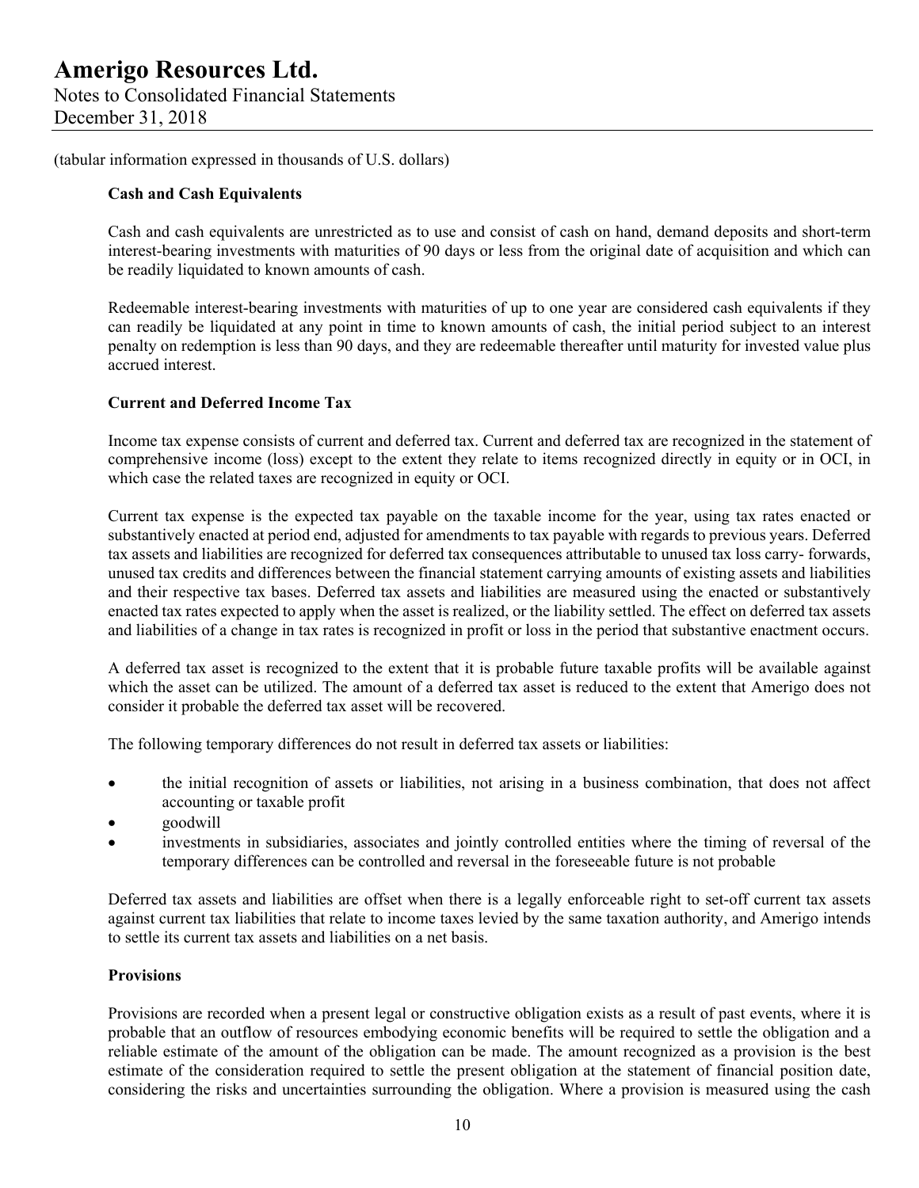(tabular information expressed in thousands of U.S. dollars)

**Cash and Cash Equivalents**

Cash and cash equivalents are unrestricted as to use and consist of cash on hand, demand deposits and short-term interest-bearing investments with maturities of 90 days or less from the original date of acquisition and which can be readily liquidated to known amounts of cash.

Redeemable interest-bearing investments with maturities of up to one year are considered cash equivalents if they can readily be liquidated at any point in time to known amounts of cash, the initial period subject to an interest penalty on redemption is less than 90 days, and they are redeemable thereafter until maturity for invested value plus accrued interest.

**Current and Deferred Income Tax**

Income tax expense consists of current and deferred tax. Current and deferred tax are recognized in the statement of comprehensive income (loss) except to the extent they relate to items recognized directly in equity or in OCI, in which case the related taxes are recognized in equity or OCI.

Current tax expense is the expected tax payable on the taxable income for the year, using tax rates enacted or substantively enacted at period end, adjusted for amendments to tax payable with regards to previous years. Deferred tax assets and liabilities are recognized for deferred tax consequences attributable to unused tax loss carry- forwards, unused tax credits and differences between the financial statement carrying amounts of existing assets and liabilities and their respective tax bases. Deferred tax assets and liabilities are measured using the enacted or substantively enacted tax rates expected to apply when the asset is realized, or the liability settled. The effect on deferred tax assets and liabilities of a change in tax rates is recognized in profit or loss in the period that substantive enactment occurs.

A deferred tax asset is recognized to the extent that it is probable future taxable profits will be available against which the asset can be utilized. The amount of a deferred tax asset is reduced to the extent that Amerigo does not consider it probable the deferred tax asset will be recovered.

The following temporary differences do not result in deferred tax assets or liabilities:

- the initial recognition of assets or liabilities, not arising in a business combination, that does not affect accounting or taxable profit
- goodwill
- investments in subsidiaries, associates and jointly controlled entities where the timing of reversal of the temporary differences can be controlled and reversal in the foreseeable future is not probable

Deferred tax assets and liabilities are offset when there is a legally enforceable right to set-off current tax assets against current tax liabilities that relate to income taxes levied by the same taxation authority, and Amerigo intends to settle its current tax assets and liabilities on a net basis.

**Provisions**

Provisions are recorded when a present legal or constructive obligation exists as a result of past events, where it is probable that an outflow of resources embodying economic benefits will be required to settle the obligation and a reliable estimate of the amount of the obligation can be made. The amount recognized as a provision is the best estimate of the consideration required to settle the present obligation at the statement of financial position date, considering the risks and uncertainties surrounding the obligation. Where a provision is measured using the cash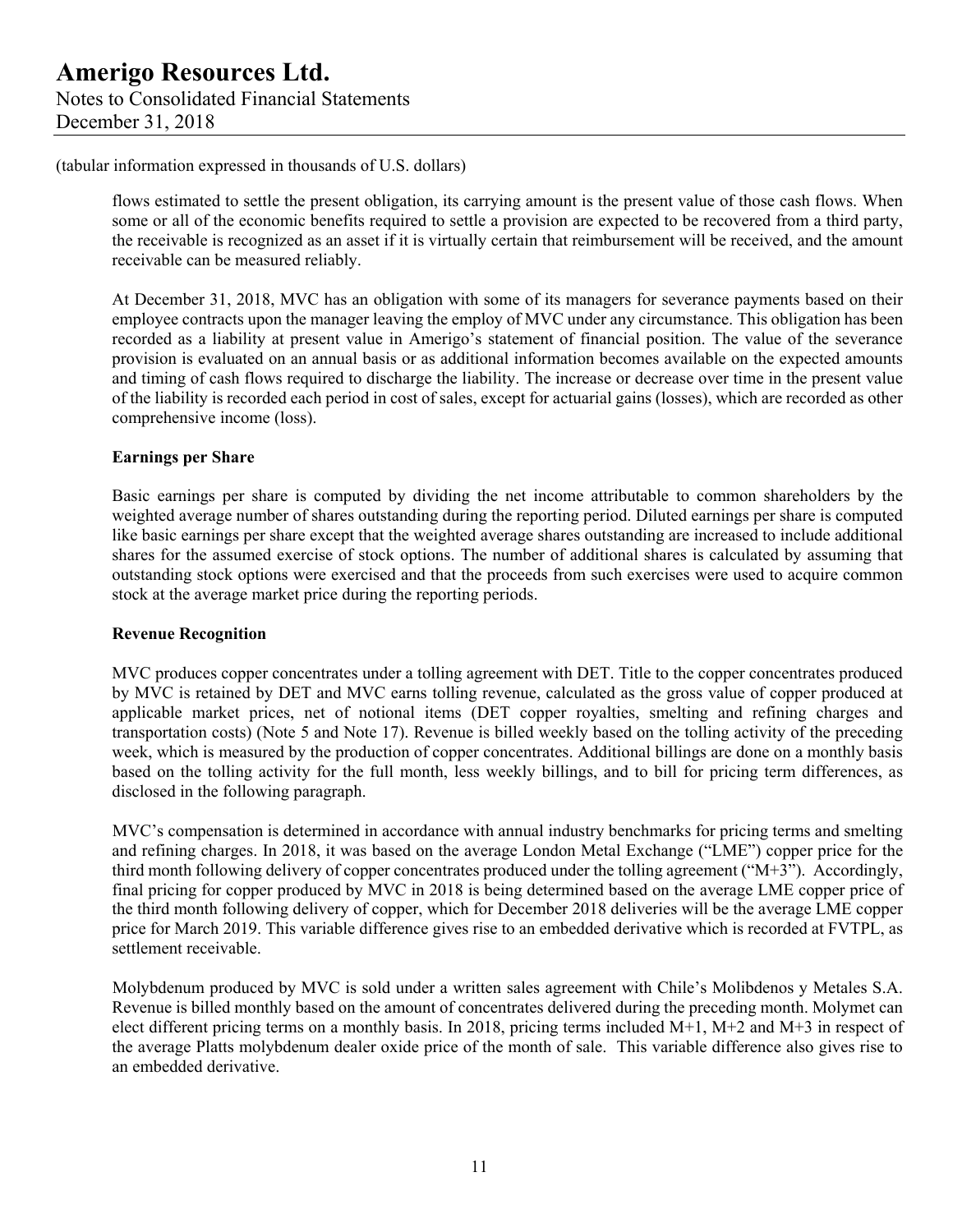(tabular information expressed in thousands of U.S. dollars)

flows estimated to settle the present obligation, its carrying amount is the present value of those cash flows. When some or all of the economic benefits required to settle a provision are expected to be recovered from a third party, the receivable is recognized as an asset if it is virtually certain that reimbursement will be received, and the amount receivable can be measured reliably.

At December 31, 2018, MVC has an obligation with some of its managers for severance payments based on their employee contracts upon the manager leaving the employ of MVC under any circumstance. This obligation has been recorded as a liability at present value in Amerigo's statement of financial position. The value of the severance provision is evaluated on an annual basis or as additional information becomes available on the expected amounts and timing of cash flows required to discharge the liability. The increase or decrease over time in the present value of the liability is recorded each period in cost of sales, except for actuarial gains (losses), which are recorded as other comprehensive income (loss).

**Earnings per Share**

Basic earnings per share is computed by dividing the net income attributable to common shareholders by the weighted average number of shares outstanding during the reporting period. Diluted earnings per share is computed like basic earnings per share except that the weighted average shares outstanding are increased to include additional shares for the assumed exercise of stock options. The number of additional shares is calculated by assuming that outstanding stock options were exercised and that the proceeds from such exercises were used to acquire common stock at the average market price during the reporting periods.

**Revenue Recognition**

MVC produces copper concentrates under a tolling agreement with DET. Title to the copper concentrates produced by MVC is retained by DET and MVC earns tolling revenue, calculated as the gross value of copper produced at applicable market prices, net of notional items (DET copper royalties, smelting and refining charges and transportation costs) (Note 5 and Note 17). Revenue is billed weekly based on the tolling activity of the preceding week, which is measured by the production of copper concentrates. Additional billings are done on a monthly basis based on the tolling activity for the full month, less weekly billings, and to bill for pricing term differences, as disclosed in the following paragraph.

MVC's compensation is determined in accordance with annual industry benchmarks for pricing terms and smelting and refining charges. In 2018, it was based on the average London Metal Exchange ("LME") copper price for the third month following delivery of copper concentrates produced under the tolling agreement ("M+3"). Accordingly, final pricing for copper produced by MVC in 2018 is being determined based on the average LME copper price of the third month following delivery of copper, which for December 2018 deliveries will be the average LME copper price for March 2019. This variable difference gives rise to an embedded derivative which is recorded at FVTPL, as settlement receivable.

Molybdenum produced by MVC is sold under a written sales agreement with Chile's Molibdenos y Metales S.A. Revenue is billed monthly based on the amount of concentrates delivered during the preceding month. Molymet can elect different pricing terms on a monthly basis. In 2018, pricing terms included M+1, M+2 and M+3 in respect of the average Platts molybdenum dealer oxide price of the month of sale. This variable difference also gives rise to an embedded derivative.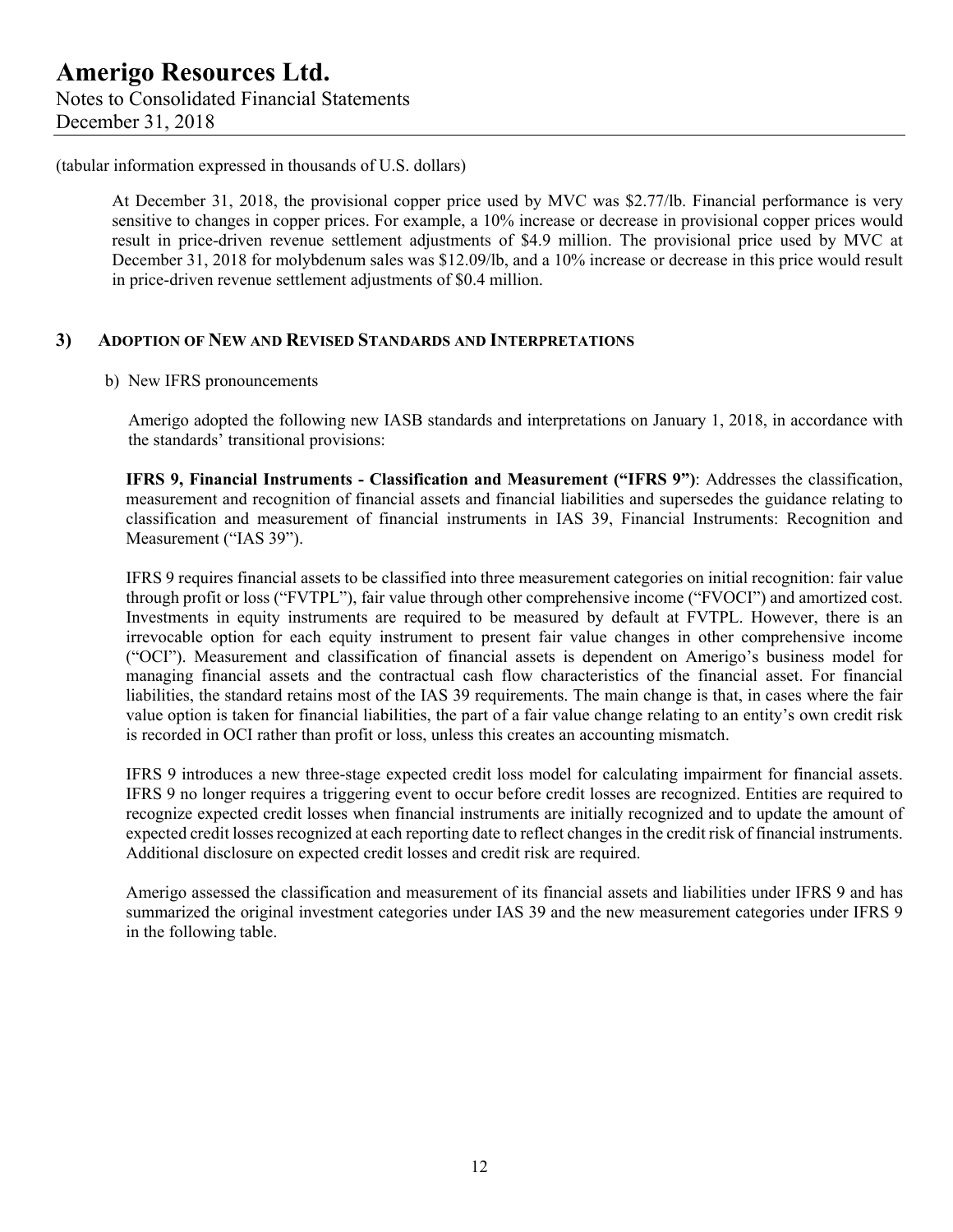(tabular information expressed in thousands of U.S. dollars)

At December 31, 2018, the provisional copper price used by MVC was $2.77/lb. Financial performance is very sensitive to changes in copper prices. For example, a 10% increase or decrease in provisional copper prices would result in price-driven revenue settlement adjustments of $4.9 million. The provisional price used by MVC at December 31, 2018 for molybdenum sales was $12.09/lb, and a 10% increase or decrease in this price would result in price-driven revenue settlement adjustments of $0.4 million.

## 3) ADOPTION OF NEW AND REVISED STANDARDS AND INTERPRETATIONS

b) New IFRS pronouncements

Amerigo adopted the following new IASB standards and interpretations on January 1, 2018, in accordance with the standards' transitional provisions:

**IFRS 9, Financial Instruments - Classification and Measurement ("IFRS 9")**: Addresses the classification, measurement and recognition of financial assets and financial liabilities and supersedes the guidance relating to classification and measurement of financial instruments in IAS 39, Financial Instruments: Recognition and Measurement ("IAS 39").

IFRS 9 requires financial assets to be classified into three measurement categories on initial recognition: fair value through profit or loss ("FVTPL"), fair value through other comprehensive income ("FVOCI") and amortized cost. Investments in equity instruments are required to be measured by default at FVTPL. However, there is an irrevocable option for each equity instrument to present fair value changes in other comprehensive income ("OCI"). Measurement and classification of financial assets is dependent on Amerigo's business model for managing financial assets and the contractual cash flow characteristics of the financial asset. For financial liabilities, the standard retains most of the IAS 39 requirements. The main change is that, in cases where the fair value option is taken for financial liabilities, the part of a fair value change relating to an entity's own credit risk is recorded in OCI rather than profit or loss, unless this creates an accounting mismatch.

IFRS 9 introduces a new three-stage expected credit loss model for calculating impairment for financial assets. IFRS 9 no longer requires a triggering event to occur before credit losses are recognized. Entities are required to recognize expected credit losses when financial instruments are initially recognized and to update the amount of expected credit losses recognized at each reporting date to reflect changes in the credit risk of financial instruments. Additional disclosure on expected credit losses and credit risk are required.

Amerigo assessed the classification and measurement of its financial assets and liabilities under IFRS 9 and has summarized the original investment categories under IAS 39 and the new measurement categories under IFRS 9 in the following table.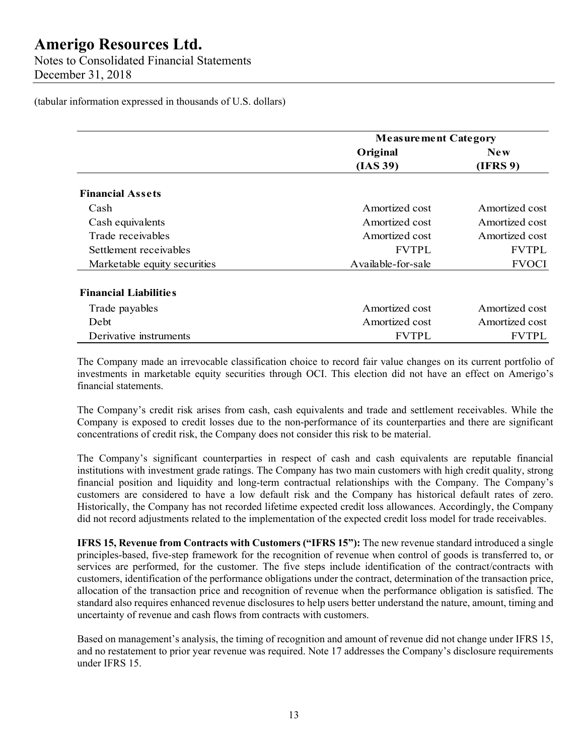(tabular information expressed in thousands of U.S. dollars)

| | Measurement Category | |
|---|---|---|
| | Original (IAS 39) | New (IFRS 9) |
| **Financial Assets** | | |
| Cash | Amortized cost | Amortized cost |
| Cash equivalents | Amortized cost | Amortized cost |
| Trade receivables | Amortized cost | Amortized cost |
| Settlement receivables | FVTPL | FVTPL |
| Marketable equity securities | Available-for-sale | FVOCI |
| **Financial Liabilities** | | |
| Trade payables | Amortized cost | Amortized cost |
| Debt | Amortized cost | Amortized cost |
| Derivative instruments | FVTPL | FVTPL |

The Company made an irrevocable classification choice to record fair value changes on its current portfolio of investments in marketable equity securities through OCI. This election did not have an effect on Amerigo's financial statements.

The Company's credit risk arises from cash, cash equivalents and trade and settlement receivables. While the Company is exposed to credit losses due to the non-performance of its counterparties and there are significant concentrations of credit risk, the Company does not consider this risk to be material.

The Company's significant counterparties in respect of cash and cash equivalents are reputable financial institutions with investment grade ratings. The Company has two main customers with high credit quality, strong financial position and liquidity and long-term contractual relationships with the Company. The Company's customers are considered to have a low default risk and the Company has historical default rates of zero. Historically, the Company has not recorded lifetime expected credit loss allowances. Accordingly, the Company did not record adjustments related to the implementation of the expected credit loss model for trade receivables.

**IFRS 15, Revenue from Contracts with Customers ("IFRS 15"):** The new revenue standard introduced a single principles-based, five-step framework for the recognition of revenue when control of goods is transferred to, or services are performed, for the customer. The five steps include identification of the contract/contracts with customers, identification of the performance obligations under the contract, determination of the transaction price, allocation of the transaction price and recognition of revenue when the performance obligation is satisfied. The standard also requires enhanced revenue disclosures to help users better understand the nature, amount, timing and uncertainty of revenue and cash flows from contracts with customers.

Based on management's analysis, the timing of recognition and amount of revenue did not change under IFRS 15, and no restatement to prior year revenue was required. Note 17 addresses the Company's disclosure requirements under IFRS 15.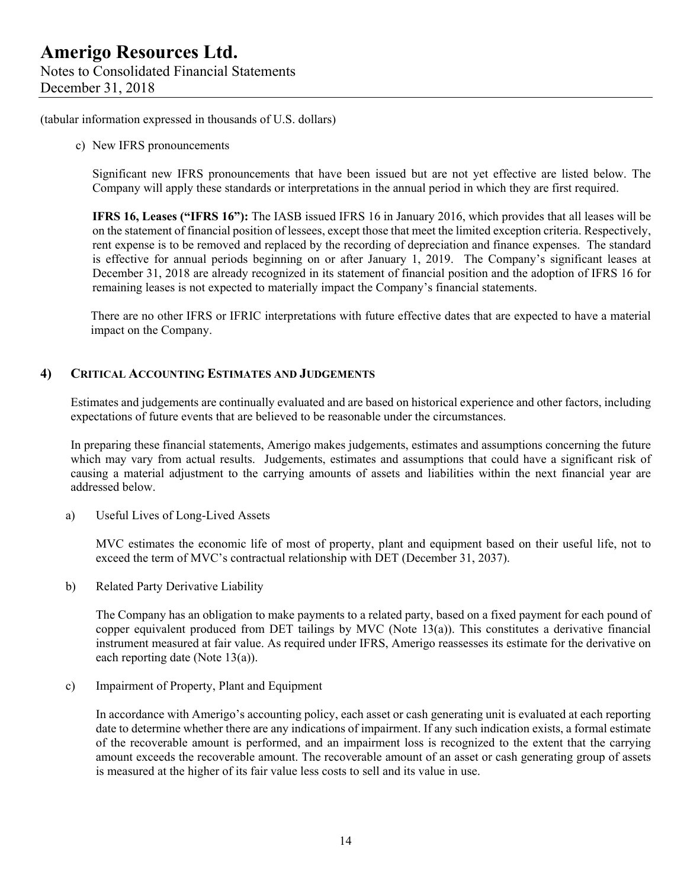(tabular information expressed in thousands of U.S. dollars)

c) New IFRS pronouncements

Significant new IFRS pronouncements that have been issued but are not yet effective are listed below. The Company will apply these standards or interpretations in the annual period in which they are first required.

**IFRS 16, Leases ("IFRS 16"):** The IASB issued IFRS 16 in January 2016, which provides that all leases will be on the statement of financial position of lessees, except those that meet the limited exception criteria. Respectively, rent expense is to be removed and replaced by the recording of depreciation and finance expenses. The standard is effective for annual periods beginning on or after January 1, 2019. The Company's significant leases at December 31, 2018 are already recognized in its statement of financial position and the adoption of IFRS 16 for remaining leases is not expected to materially impact the Company's financial statements.

There are no other IFRS or IFRIC interpretations with future effective dates that are expected to have a material impact on the Company.

## 4) CRITICAL ACCOUNTING ESTIMATES AND JUDGEMENTS

Estimates and judgements are continually evaluated and are based on historical experience and other factors, including expectations of future events that are believed to be reasonable under the circumstances.

In preparing these financial statements, Amerigo makes judgements, estimates and assumptions concerning the future which may vary from actual results. Judgements, estimates and assumptions that could have a significant risk of causing a material adjustment to the carrying amounts of assets and liabilities within the next financial year are addressed below.

a) Useful Lives of Long-Lived Assets

MVC estimates the economic life of most of property, plant and equipment based on their useful life, not to exceed the term of MVC's contractual relationship with DET (December 31, 2037).

b) Related Party Derivative Liability

The Company has an obligation to make payments to a related party, based on a fixed payment for each pound of copper equivalent produced from DET tailings by MVC (Note 13(a)). This constitutes a derivative financial instrument measured at fair value. As required under IFRS, Amerigo reassesses its estimate for the derivative on each reporting date (Note 13(a)).

c) Impairment of Property, Plant and Equipment

In accordance with Amerigo's accounting policy, each asset or cash generating unit is evaluated at each reporting date to determine whether there are any indications of impairment. If any such indication exists, a formal estimate of the recoverable amount is performed, and an impairment loss is recognized to the extent that the carrying amount exceeds the recoverable amount. The recoverable amount of an asset or cash generating group of assets is measured at the higher of its fair value less costs to sell and its value in use.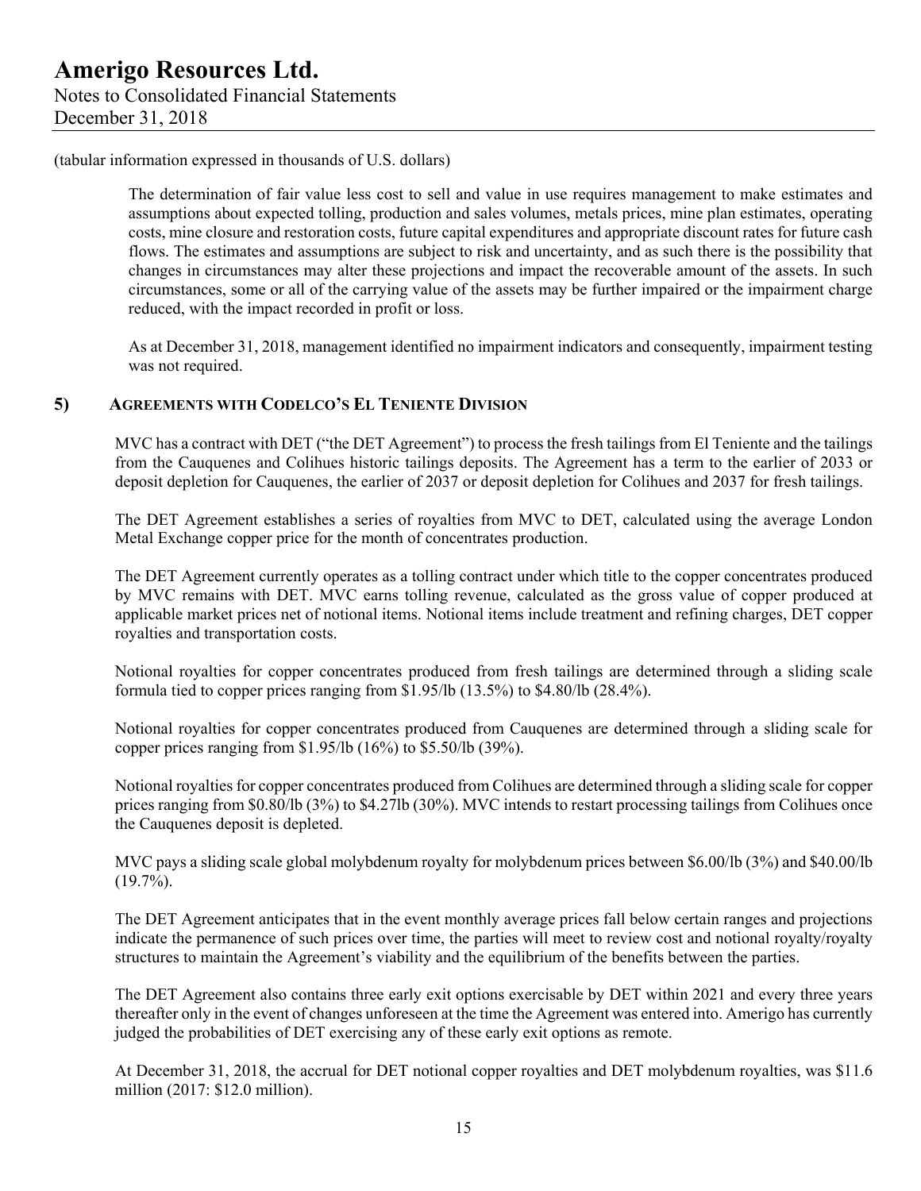(tabular information expressed in thousands of U.S. dollars)

The determination of fair value less cost to sell and value in use requires management to make estimates and assumptions about expected tolling, production and sales volumes, metals prices, mine plan estimates, operating costs, mine closure and restoration costs, future capital expenditures and appropriate discount rates for future cash flows. The estimates and assumptions are subject to risk and uncertainty, and as such there is the possibility that changes in circumstances may alter these projections and impact the recoverable amount of the assets. In such circumstances, some or all of the carrying value of the assets may be further impaired or the impairment charge reduced, with the impact recorded in profit or loss.

As at December 31, 2018, management identified no impairment indicators and consequently, impairment testing was not required.

## 5) AGREEMENTS WITH CODELCO'S EL TENIENTE DIVISION

MVC has a contract with DET ("the DET Agreement") to process the fresh tailings from El Teniente and the tailings from the Cauquenes and Colihues historic tailings deposits. The Agreement has a term to the earlier of 2033 or deposit depletion for Cauquenes, the earlier of 2037 or deposit depletion for Colihues and 2037 for fresh tailings.

The DET Agreement establishes a series of royalties from MVC to DET, calculated using the average London Metal Exchange copper price for the month of concentrates production.

The DET Agreement currently operates as a tolling contract under which title to the copper concentrates produced by MVC remains with DET. MVC earns tolling revenue, calculated as the gross value of copper produced at applicable market prices net of notional items. Notional items include treatment and refining charges, DET copper royalties and transportation costs.

Notional royalties for copper concentrates produced from fresh tailings are determined through a sliding scale formula tied to copper prices ranging from $1.95/lb (13.5%) to $4.80/lb (28.4%).

Notional royalties for copper concentrates produced from Cauquenes are determined through a sliding scale for copper prices ranging from $1.95/lb (16%) to $5.50/lb (39%).

Notional royalties for copper concentrates produced from Colihues are determined through a sliding scale for copper prices ranging from $0.80/lb (3%) to $4.27lb (30%). MVC intends to restart processing tailings from Colihues once the Cauquenes deposit is depleted.

MVC pays a sliding scale global molybdenum royalty for molybdenum prices between $6.00/lb (3%) and $40.00/lb (19.7%).

The DET Agreement anticipates that in the event monthly average prices fall below certain ranges and projections indicate the permanence of such prices over time, the parties will meet to review cost and notional royalty/royalty structures to maintain the Agreement's viability and the equilibrium of the benefits between the parties.

The DET Agreement also contains three early exit options exercisable by DET within 2021 and every three years thereafter only in the event of changes unforeseen at the time the Agreement was entered into. Amerigo has currently judged the probabilities of DET exercising any of these early exit options as remote.

At December 31, 2018, the accrual for DET notional copper royalties and DET molybdenum royalties, was $11.6 million (2017: $12.0 million).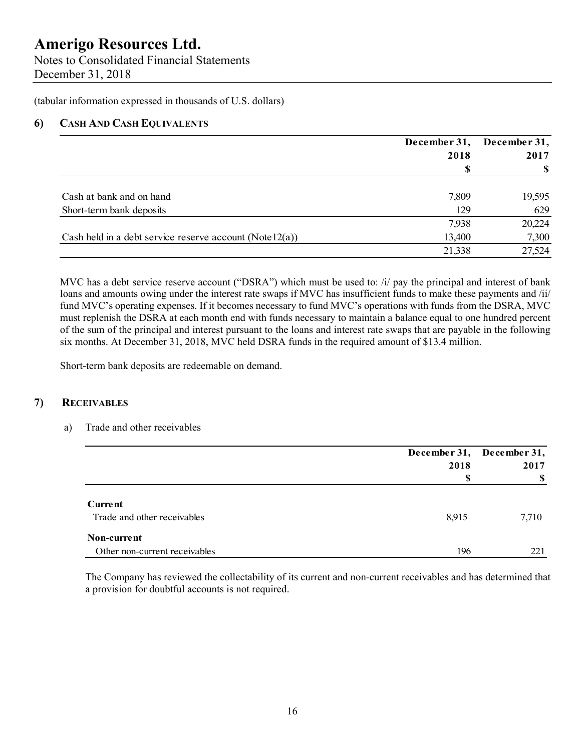(tabular information expressed in thousands of U.S. dollars)

## 6) CASH AND CASH EQUIVALENTS

| | December 31, 2018 $ | December 31, 2017 $ |
|---|---|---|
| Cash at bank and on hand | 7,809 | 19,595 |
| Short-term bank deposits | 129 | 629 |
| | 7,938 | 20,224 |
| Cash held in a debt service reserve account (Note12(a)) | 13,400 | 7,300 |
| | 21,338 | 27,524 |

MVC has a debt service reserve account ("DSRA") which must be used to: /i/ pay the principal and interest of bank loans and amounts owing under the interest rate swaps if MVC has insufficient funds to make these payments and /ii/ fund MVC's operating expenses. If it becomes necessary to fund MVC's operations with funds from the DSRA, MVC must replenish the DSRA at each month end with funds necessary to maintain a balance equal to one hundred percent of the sum of the principal and interest pursuant to the loans and interest rate swaps that are payable in the following six months. At December 31, 2018, MVC held DSRA funds in the required amount of $13.4 million.

Short-term bank deposits are redeemable on demand.

## 7) RECEIVABLES

a) Trade and other receivables

| | December 31, 2018 $ | December 31, 2017 $ |
|---|---|---|
| **Current** | | |
| Trade and other receivables | 8,915 | 7,710 |
| **Non-current** | | |
| Other non-current receivables | 196 | 221 |

The Company has reviewed the collectability of its current and non-current receivables and has determined that a provision for doubtful accounts is not required.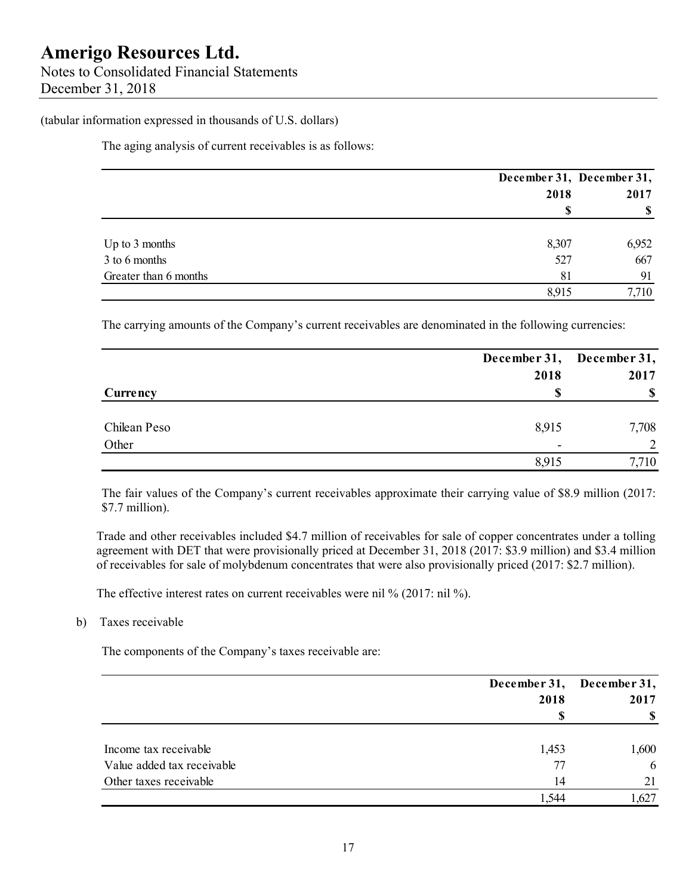(tabular information expressed in thousands of U.S. dollars)

The aging analysis of current receivables is as follows:

| | December 31, 2018 | December 31, 2017 |
|---|---|---|
| | $ | $ |
| Up to 3 months | 8,307 | 6,952 |
| 3 to 6 months | 527 | 667 |
| Greater than 6 months | 81 | 91 |
| | 8,915 | 7,710 |

The carrying amounts of the Company's current receivables are denominated in the following currencies:

| Currency | December 31, 2018 $ | December 31, 2017 $ |
|---|---|---|
| Chilean Peso | 8,915 | 7,708 |
| Other | - | 2 |
| | 8,915 | 7,710 |

The fair values of the Company's current receivables approximate their carrying value of $8.9 million (2017: $7.7 million).

Trade and other receivables included $4.7 million of receivables for sale of copper concentrates under a tolling agreement with DET that were provisionally priced at December 31, 2018 (2017: $3.9 million) and $3.4 million of receivables for sale of molybdenum concentrates that were also provisionally priced (2017: $2.7 million).

The effective interest rates on current receivables were nil % (2017: nil %).

b) Taxes receivable

The components of the Company's taxes receivable are:

| | December 31, 2018 | December 31, 2017 |
|---|---|---|
| | $ | $ |
| Income tax receivable | 1,453 | 1,600 |
| Value added tax receivable | 77 | 6 |
| Other taxes receivable | 14 | 21 |
| | 1,544 | 1,627 |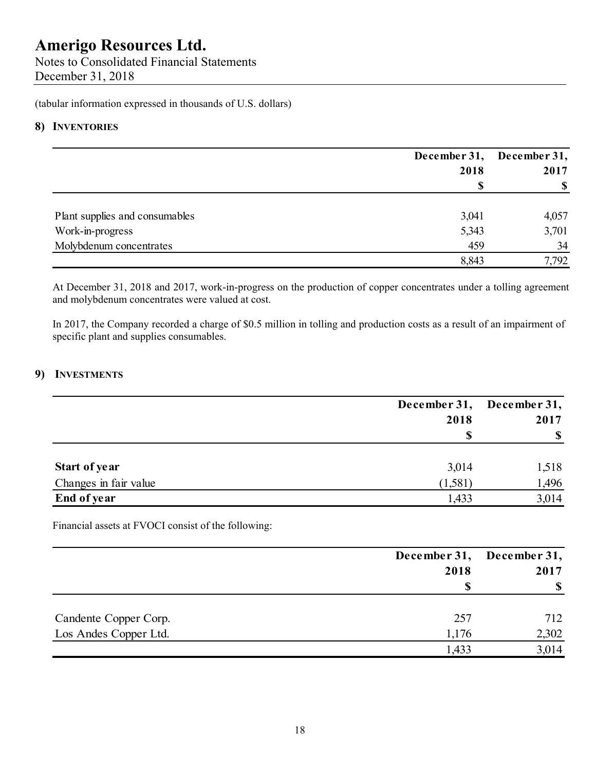(tabular information expressed in thousands of U.S. dollars)

## 8) INVENTORIES

| | December 31, 2018 $ | December 31, 2017 $ |
|---|---|---|
| Plant supplies and consumables | 3,041 | 4,057 |
| Work-in-progress | 5,343 | 3,701 |
| Molybdenum concentrates | 459 | 34 |
| | 8,843 | 7,792 |

At December 31, 2018 and 2017, work-in-progress on the production of copper concentrates under a tolling agreement and molybdenum concentrates were valued at cost.

In 2017, the Company recorded a charge of $0.5 million in tolling and production costs as a result of an impairment of specific plant and supplies consumables.

## 9) INVESTMENTS

| | December 31, 2018 $ | December 31, 2017 $ |
|---|---|---|
| **Start of year** | 3,014 | 1,518 |
| Changes in fair value | (1,581) | 1,496 |
| **End of year** | 1,433 | 3,014 |

Financial assets at FVOCI consist of the following:

| | December 31, 2018 $ | December 31, 2017 $ |
|---|---|---|
| Candente Copper Corp. | 257 | 712 |
| Los Andes Copper Ltd. | 1,176 | 2,302 |
| | 1,433 | 3,014 |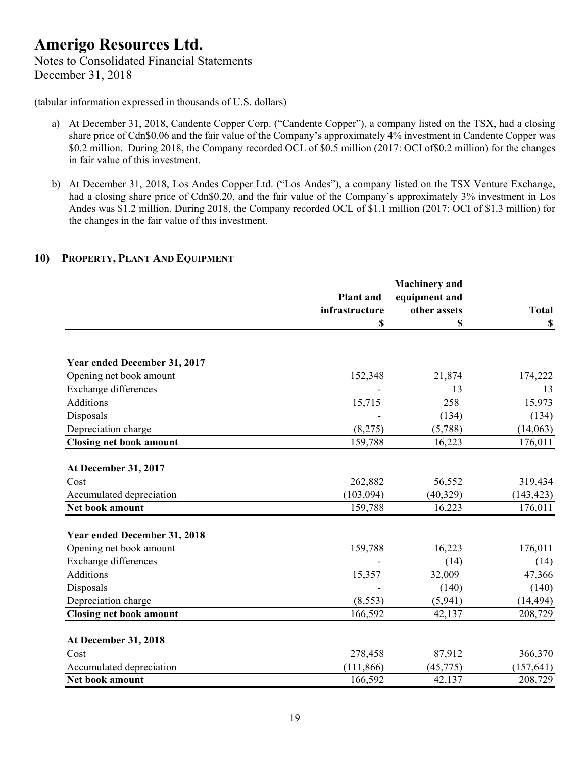(tabular information expressed in thousands of U.S. dollars)

a) At December 31, 2018, Candente Copper Corp. ("Candente Copper"), a company listed on the TSX, had a closing share price of Cdn$0.06 and the fair value of the Company's approximately 4% investment in Candente Copper was $0.2 million. During 2018, the Company recorded OCL of $0.5 million (2017: OCI of$0.2 million) for the changes in fair value of this investment.

b) At December 31, 2018, Los Andes Copper Ltd. ("Los Andes"), a company listed on the TSX Venture Exchange, had a closing share price of Cdn$0.20, and the fair value of the Company's approximately 3% investment in Los Andes was $1.2 million. During 2018, the Company recorded OCL of $1.1 million (2017: OCI of $1.3 million) for the changes in the fair value of this investment.

## 10) Property, Plant And Equipment

| | Plant and infrastructure $ | Machinery and equipment and other assets $ | Total $ |
|---|---|---|---|
| **Year ended December 31, 2017** | | | |
| Opening net book amount | 152,348 | 21,874 | 174,222 |
| Exchange differences | - | 13 | 13 |
| Additions | 15,715 | 258 | 15,973 |
| Disposals | - | (134) | (134) |
| Depreciation charge | (8,275) | (5,788) | (14,063) |
| **Closing net book amount** | 159,788 | 16,223 | 176,011 |
| **At December 31, 2017** | | | |
| Cost | 262,882 | 56,552 | 319,434 |
| Accumulated depreciation | (103,094) | (40,329) | (143,423) |
| **Net book amount** | 159,788 | 16,223 | 176,011 |
| **Year ended December 31, 2018** | | | |
| Opening net book amount | 159,788 | 16,223 | 176,011 |
| Exchange differences | - | (14) | (14) |
| Additions | 15,357 | 32,009 | 47,366 |
| Disposals | - | (140) | (140) |
| Depreciation charge | (8,553) | (5,941) | (14,494) |
| **Closing net book amount** | 166,592 | 42,137 | 208,729 |
| **At December 31, 2018** | | | |
| Cost | 278,458 | 87,912 | 366,370 |
| Accumulated depreciation | (111,866) | (45,775) | (157,641) |
| **Net book amount** | 166,592 | 42,137 | 208,729 |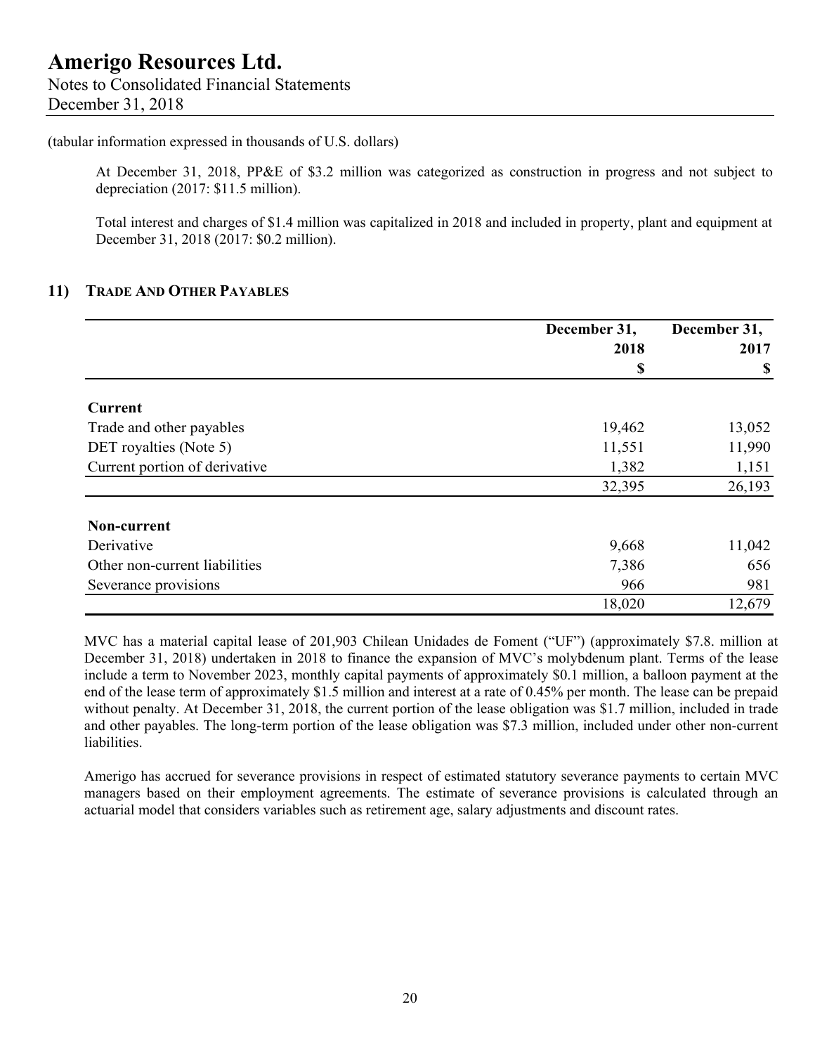(tabular information expressed in thousands of U.S. dollars)

At December 31, 2018, PP&E of $3.2 million was categorized as construction in progress and not subject to depreciation (2017: $11.5 million).

Total interest and charges of $1.4 million was capitalized in 2018 and included in property, plant and equipment at December 31, 2018 (2017: $0.2 million).

## 11) Trade And Other Payables

| | December 31, 2018 $ | December 31, 2017 $ |
|---|---|---|
| **Current** | | |
| Trade and other payables | 19,462 | 13,052 |
| DET royalties (Note 5) | 11,551 | 11,990 |
| Current portion of derivative | 1,382 | 1,151 |
| | 32,395 | 26,193 |
| **Non-current** | | |
| Derivative | 9,668 | 11,042 |
| Other non-current liabilities | 7,386 | 656 |
| Severance provisions | 966 | 981 |
| | 18,020 | 12,679 |

MVC has a material capital lease of 201,903 Chilean Unidades de Foment ("UF") (approximately $7.8. million at December 31, 2018) undertaken in 2018 to finance the expansion of MVC's molybdenum plant. Terms of the lease include a term to November 2023, monthly capital payments of approximately $0.1 million, a balloon payment at the end of the lease term of approximately $1.5 million and interest at a rate of 0.45% per month. The lease can be prepaid without penalty. At December 31, 2018, the current portion of the lease obligation was $1.7 million, included in trade and other payables. The long-term portion of the lease obligation was $7.3 million, included under other non-current liabilities.

Amerigo has accrued for severance provisions in respect of estimated statutory severance payments to certain MVC managers based on their employment agreements. The estimate of severance provisions is calculated through an actuarial model that considers variables such as retirement age, salary adjustments and discount rates.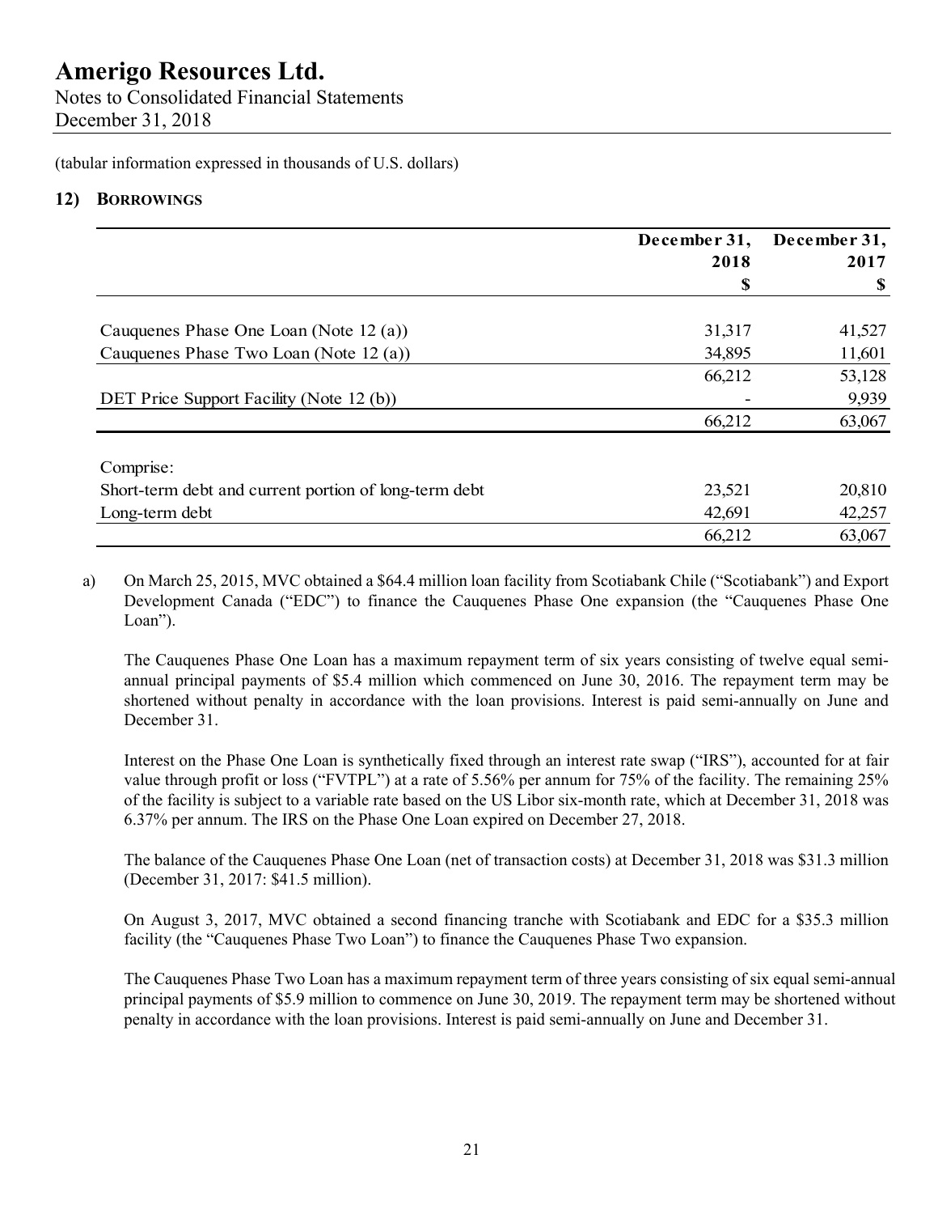# Amerigo Resources Ltd.

Notes to Consolidated Financial Statements
December 31, 2018

(tabular information expressed in thousands of U.S. dollars)

## 12) Borrowings

| | December 31, 2018 | December 31, 2017 |
|---|---|---|
| | $ | $ |
| Cauquenes Phase One Loan (Note 12 (a)) | 31,317 | 41,527 |
| Cauquenes Phase Two Loan (Note 12 (a)) | 34,895 | 11,601 |
| | 66,212 | 53,128 |
| DET Price Support Facility (Note 12 (b)) | - | 9,939 |
| | 66,212 | 63,067 |
| Comprise: | | |
| Short-term debt and current portion of long-term debt | 23,521 | 20,810 |
| Long-term debt | 42,691 | 42,257 |
| | 66,212 | 63,067 |

a) On March 25, 2015, MVC obtained a $64.4 million loan facility from Scotiabank Chile ("Scotiabank") and Export Development Canada ("EDC") to finance the Cauquenes Phase One expansion (the "Cauquenes Phase One Loan").

The Cauquenes Phase One Loan has a maximum repayment term of six years consisting of twelve equal semi-annual principal payments of $5.4 million which commenced on June 30, 2016. The repayment term may be shortened without penalty in accordance with the loan provisions. Interest is paid semi-annually on June and December 31.

Interest on the Phase One Loan is synthetically fixed through an interest rate swap ("IRS"), accounted for at fair value through profit or loss ("FVTPL") at a rate of 5.56% per annum for 75% of the facility. The remaining 25% of the facility is subject to a variable rate based on the US Libor six-month rate, which at December 31, 2018 was 6.37% per annum. The IRS on the Phase One Loan expired on December 27, 2018.

The balance of the Cauquenes Phase One Loan (net of transaction costs) at December 31, 2018 was $31.3 million (December 31, 2017: $41.5 million).

On August 3, 2017, MVC obtained a second financing tranche with Scotiabank and EDC for a $35.3 million facility (the "Cauquenes Phase Two Loan") to finance the Cauquenes Phase Two expansion.

The Cauquenes Phase Two Loan has a maximum repayment term of three years consisting of six equal semi-annual principal payments of $5.9 million to commence on June 30, 2019. The repayment term may be shortened without penalty in accordance with the loan provisions. Interest is paid semi-annually on June and December 31.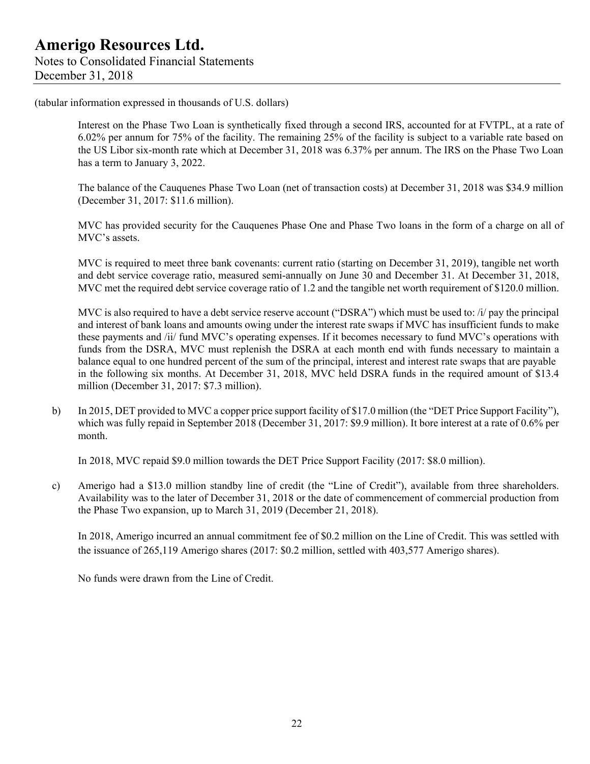(tabular information expressed in thousands of U.S. dollars)

Interest on the Phase Two Loan is synthetically fixed through a second IRS, accounted for at FVTPL, at a rate of 6.02% per annum for 75% of the facility. The remaining 25% of the facility is subject to a variable rate based on the US Libor six-month rate which at December 31, 2018 was 6.37% per annum. The IRS on the Phase Two Loan has a term to January 3, 2022.

The balance of the Cauquenes Phase Two Loan (net of transaction costs) at December 31, 2018 was $34.9 million (December 31, 2017: $11.6 million).

MVC has provided security for the Cauquenes Phase One and Phase Two loans in the form of a charge on all of MVC's assets.

MVC is required to meet three bank covenants: current ratio (starting on December 31, 2019), tangible net worth and debt service coverage ratio, measured semi-annually on June 30 and December 31. At December 31, 2018, MVC met the required debt service coverage ratio of 1.2 and the tangible net worth requirement of $120.0 million.

MVC is also required to have a debt service reserve account ("DSRA") which must be used to: /i/ pay the principal and interest of bank loans and amounts owing under the interest rate swaps if MVC has insufficient funds to make these payments and /ii/ fund MVC's operating expenses. If it becomes necessary to fund MVC's operations with funds from the DSRA, MVC must replenish the DSRA at each month end with funds necessary to maintain a balance equal to one hundred percent of the sum of the principal, interest and interest rate swaps that are payable in the following six months. At December 31, 2018, MVC held DSRA funds in the required amount of $13.4 million (December 31, 2017: $7.3 million).

b) In 2015, DET provided to MVC a copper price support facility of $17.0 million (the "DET Price Support Facility"), which was fully repaid in September 2018 (December 31, 2017: $9.9 million). It bore interest at a rate of 0.6% per month.

   In 2018, MVC repaid $9.0 million towards the DET Price Support Facility (2017: $8.0 million).

c) Amerigo had a $13.0 million standby line of credit (the "Line of Credit"), available from three shareholders. Availability was to the later of December 31, 2018 or the date of commencement of commercial production from the Phase Two expansion, up to March 31, 2019 (December 21, 2018).

   In 2018, Amerigo incurred an annual commitment fee of $0.2 million on the Line of Credit. This was settled with the issuance of 265,119 Amerigo shares (2017: $0.2 million, settled with 403,577 Amerigo shares).

   No funds were drawn from the Line of Credit.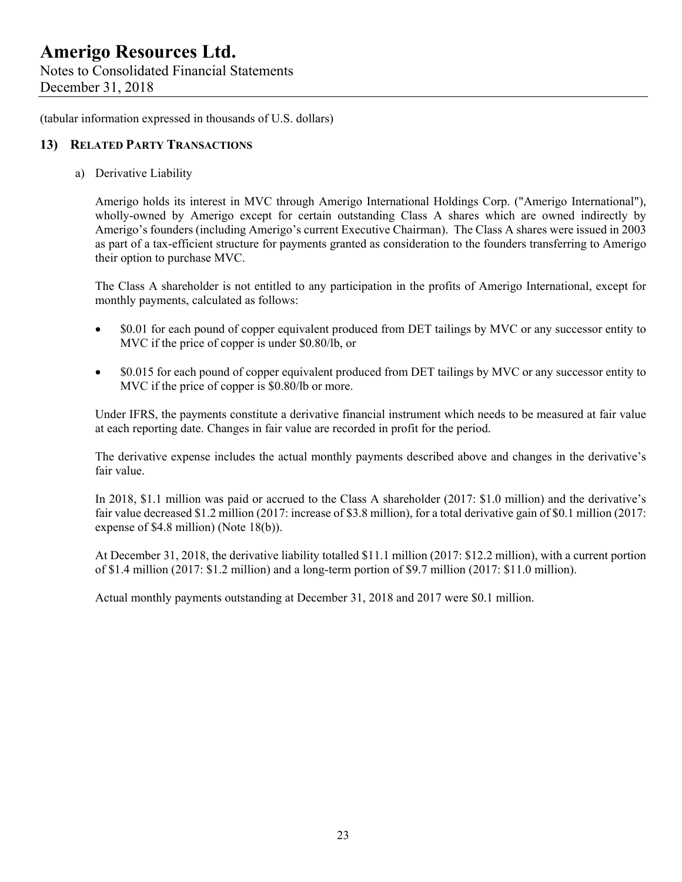(tabular information expressed in thousands of U.S. dollars)

## 13) RELATED PARTY TRANSACTIONS

a) Derivative Liability

Amerigo holds its interest in MVC through Amerigo International Holdings Corp. ("Amerigo International"), wholly-owned by Amerigo except for certain outstanding Class A shares which are owned indirectly by Amerigo's founders (including Amerigo's current Executive Chairman). The Class A shares were issued in 2003 as part of a tax-efficient structure for payments granted as consideration to the founders transferring to Amerigo their option to purchase MVC.

The Class A shareholder is not entitled to any participation in the profits of Amerigo International, except for monthly payments, calculated as follows:

- $0.01 for each pound of copper equivalent produced from DET tailings by MVC or any successor entity to MVC if the price of copper is under $0.80/lb, or
- $0.015 for each pound of copper equivalent produced from DET tailings by MVC or any successor entity to MVC if the price of copper is $0.80/lb or more.

Under IFRS, the payments constitute a derivative financial instrument which needs to be measured at fair value at each reporting date. Changes in fair value are recorded in profit for the period.

The derivative expense includes the actual monthly payments described above and changes in the derivative's fair value.

In 2018, $1.1 million was paid or accrued to the Class A shareholder (2017: $1.0 million) and the derivative's fair value decreased $1.2 million (2017: increase of $3.8 million), for a total derivative gain of $0.1 million (2017: expense of $4.8 million) (Note 18(b)).

At December 31, 2018, the derivative liability totalled $11.1 million (2017: $12.2 million), with a current portion of $1.4 million (2017: $1.2 million) and a long-term portion of $9.7 million (2017: $11.0 million).

Actual monthly payments outstanding at December 31, 2018 and 2017 were $0.1 million.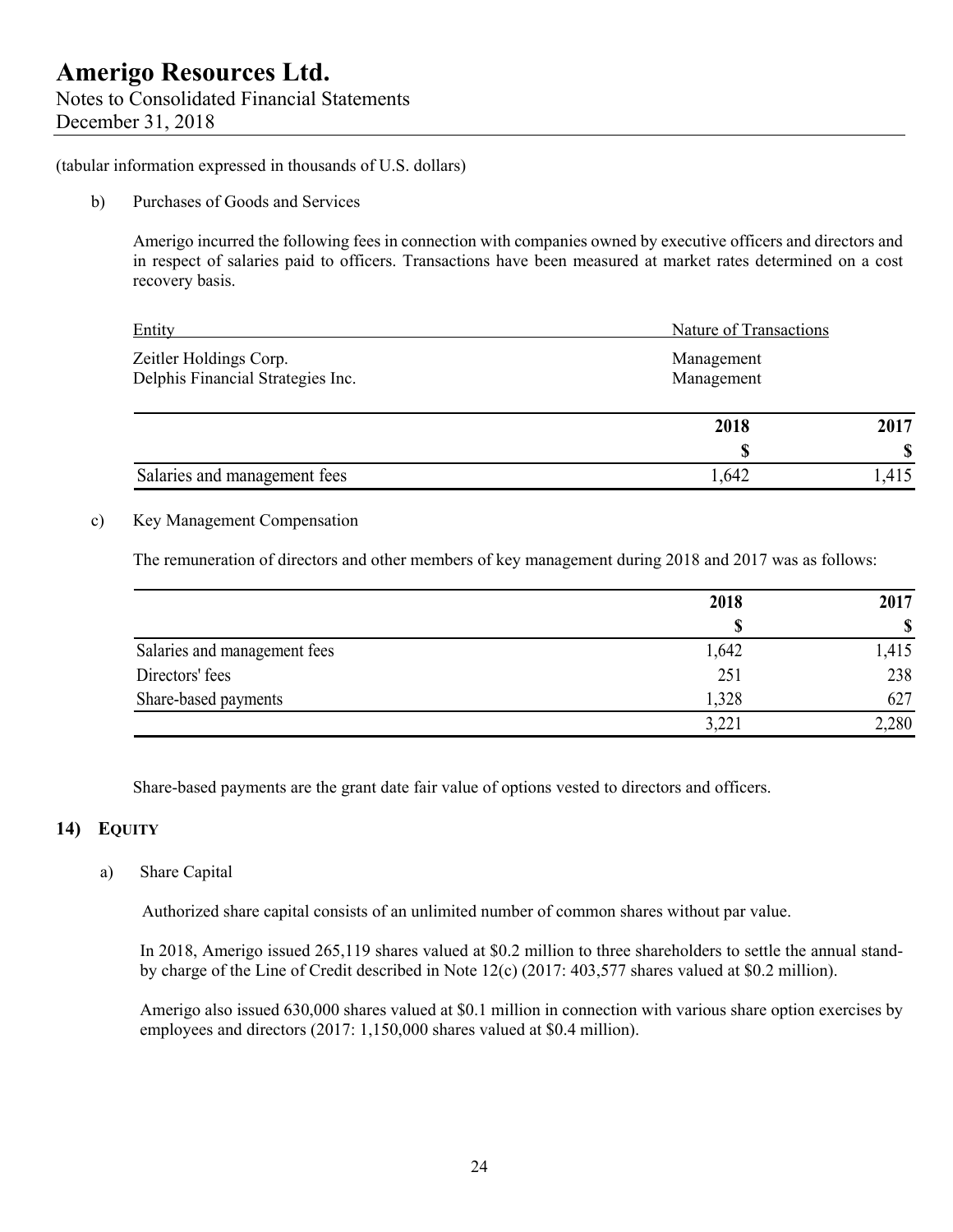(tabular information expressed in thousands of U.S. dollars)

b) Purchases of Goods and Services

Amerigo incurred the following fees in connection with companies owned by executive officers and directors and in respect of salaries paid to officers. Transactions have been measured at market rates determined on a cost recovery basis.

| Entity | Nature of Transactions |
|---|---|
| Zeitler Holdings Corp. | Management |
| Delphis Financial Strategies Inc. | Management |

| | 2018 | 2017 |
|---|---|---|
| | $ | $ |
| Salaries and management fees | 1,642 | 1,415 |

c) Key Management Compensation

The remuneration of directors and other members of key management during 2018 and 2017 was as follows:

| | 2018 | 2017 |
|---|---|---|
| | $ | $ |
| Salaries and management fees | 1,642 | 1,415 |
| Directors' fees | 251 | 238 |
| Share-based payments | 1,328 | 627 |
| | 3,221 | 2,280 |

Share-based payments are the grant date fair value of options vested to directors and officers.

## 14) EQUITY

a) Share Capital

Authorized share capital consists of an unlimited number of common shares without par value.

In 2018, Amerigo issued 265,119 shares valued at $0.2 million to three shareholders to settle the annual stand-by charge of the Line of Credit described in Note 12(c) (2017: 403,577 shares valued at $0.2 million).

Amerigo also issued 630,000 shares valued at $0.1 million in connection with various share option exercises by employees and directors (2017: 1,150,000 shares valued at $0.4 million).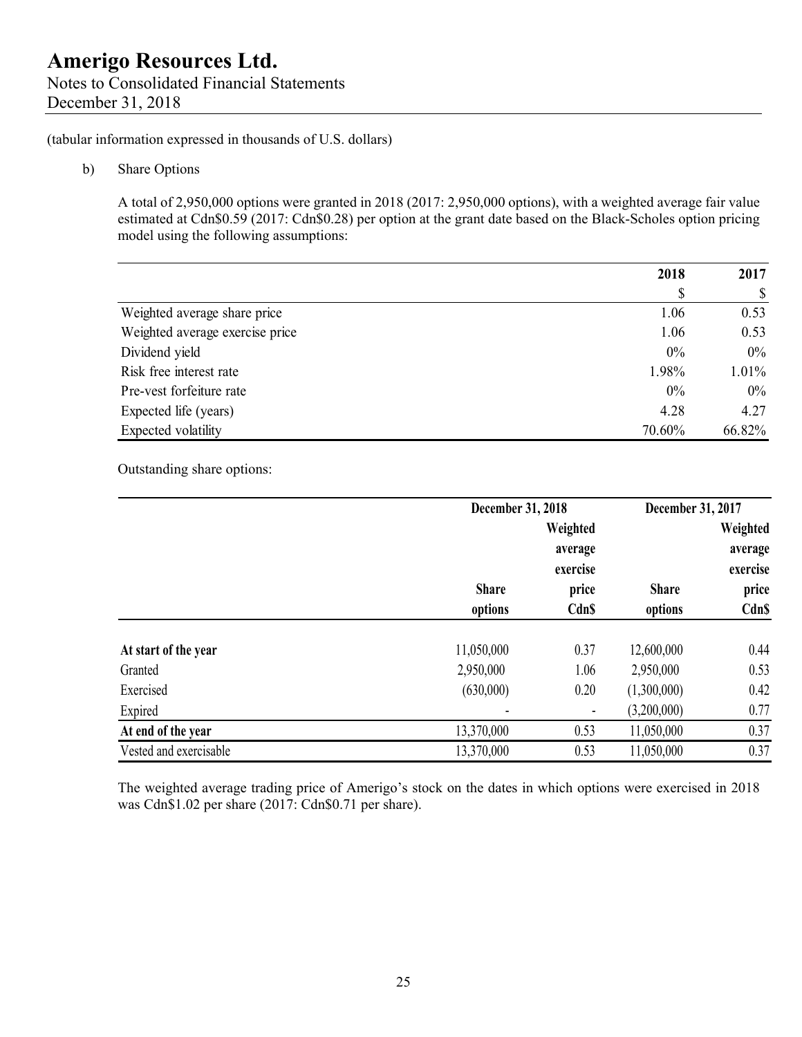(tabular information expressed in thousands of U.S. dollars)

b) Share Options

A total of 2,950,000 options were granted in 2018 (2017: 2,950,000 options), with a weighted average fair value estimated at Cdn$0.59 (2017: Cdn$0.28) per option at the grant date based on the Black-Scholes option pricing model using the following assumptions:

| | 2018 | 2017 |
|---|---|---|
| | $ | $ |
| Weighted average share price | 1.06 | 0.53 |
| Weighted average exercise price | 1.06 | 0.53 |
| Dividend yield | 0% | 0% |
| Risk free interest rate | 1.98% | 1.01% |
| Pre-vest forfeiture rate | 0% | 0% |
| Expected life (years) | 4.28 | 4.27 |
| Expected volatility | 70.60% | 66.82% |

Outstanding share options:

| | December 31, 2018 | | December 31, 2017 | |
|---|---|---|---|---|
| | Share options | Weighted average exercise price Cdn$ | Share options | Weighted average exercise price Cdn$ |
| **At start of the year** | 11,050,000 | 0.37 | 12,600,000 | 0.44 |
| Granted | 2,950,000 | 1.06 | 2,950,000 | 0.53 |
| Exercised | (630,000) | 0.20 | (1,300,000) | 0.42 |
| Expired | - | - | (3,200,000) | 0.77 |
| **At end of the year** | 13,370,000 | 0.53 | 11,050,000 | 0.37 |
| Vested and exercisable | 13,370,000 | 0.53 | 11,050,000 | 0.37 |

The weighted average trading price of Amerigo's stock on the dates in which options were exercised in 2018 was Cdn$1.02 per share (2017: Cdn$0.71 per share).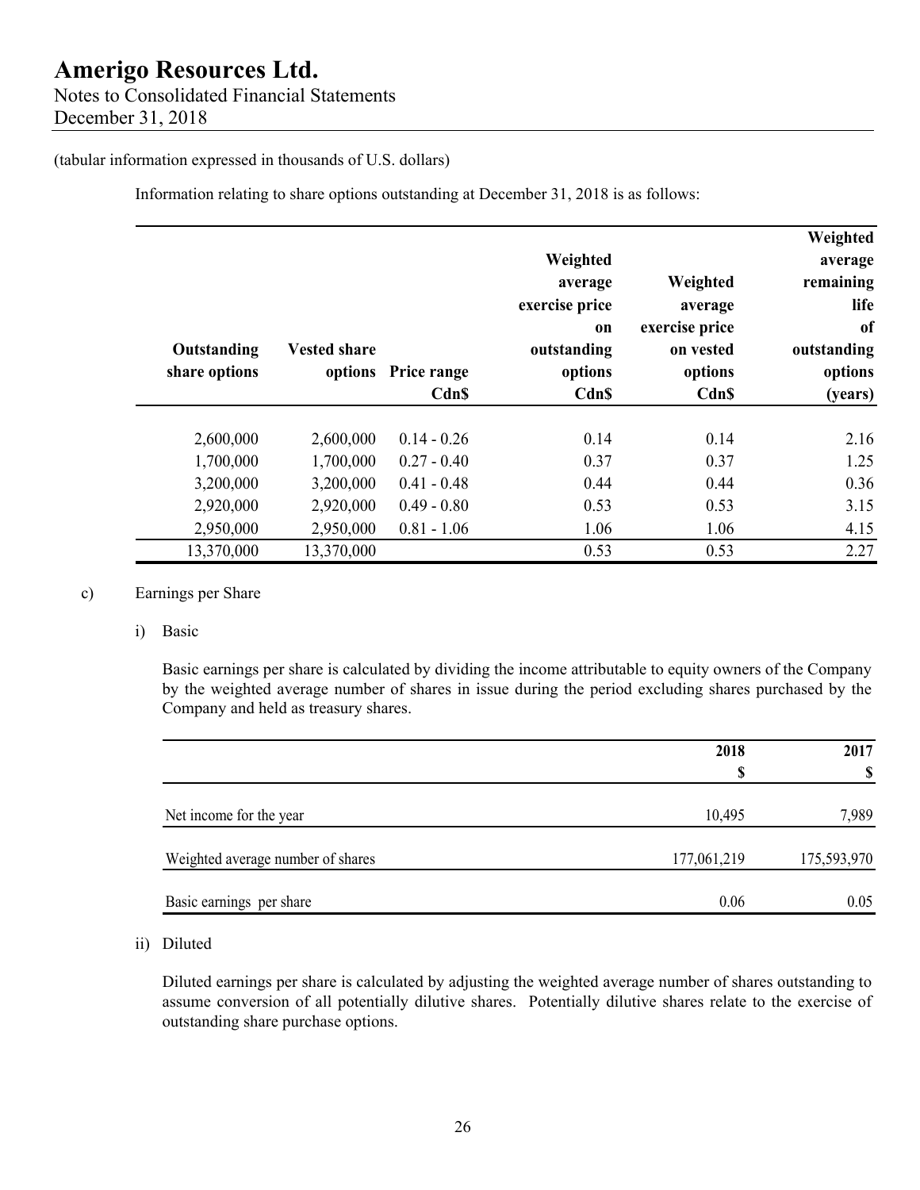(tabular information expressed in thousands of U.S. dollars)

Information relating to share options outstanding at December 31, 2018 is as follows:

| Outstanding share options | Vested share options | Price range Cdn$ | Weighted average exercise price on outstanding options Cdn$ | Weighted average exercise price on vested options Cdn$ | Weighted average remaining life of outstanding options (years) |
|---|---|---|---|---|---|
| 2,600,000 | 2,600,000 | 0.14 - 0.26 | 0.14 | 0.14 | 2.16 |
| 1,700,000 | 1,700,000 | 0.27 - 0.40 | 0.37 | 0.37 | 1.25 |
| 3,200,000 | 3,200,000 | 0.41 - 0.48 | 0.44 | 0.44 | 0.36 |
| 2,920,000 | 2,920,000 | 0.49 - 0.80 | 0.53 | 0.53 | 3.15 |
| 2,950,000 | 2,950,000 | 0.81 - 1.06 | 1.06 | 1.06 | 4.15 |
| 13,370,000 | 13,370,000 | | 0.53 | 0.53 | 2.27 |

c) Earnings per Share

i) Basic

Basic earnings per share is calculated by dividing the income attributable to equity owners of the Company by the weighted average number of shares in issue during the period excluding shares purchased by the Company and held as treasury shares.

| | 2018 $ | 2017 $ |
|---|---|---|
| Net income for the year | 10,495 | 7,989 |
| Weighted average number of shares | 177,061,219 | 175,593,970 |
| Basic earnings per share | 0.06 | 0.05 |

ii) Diluted

Diluted earnings per share is calculated by adjusting the weighted average number of shares outstanding to assume conversion of all potentially dilutive shares. Potentially dilutive shares relate to the exercise of outstanding share purchase options.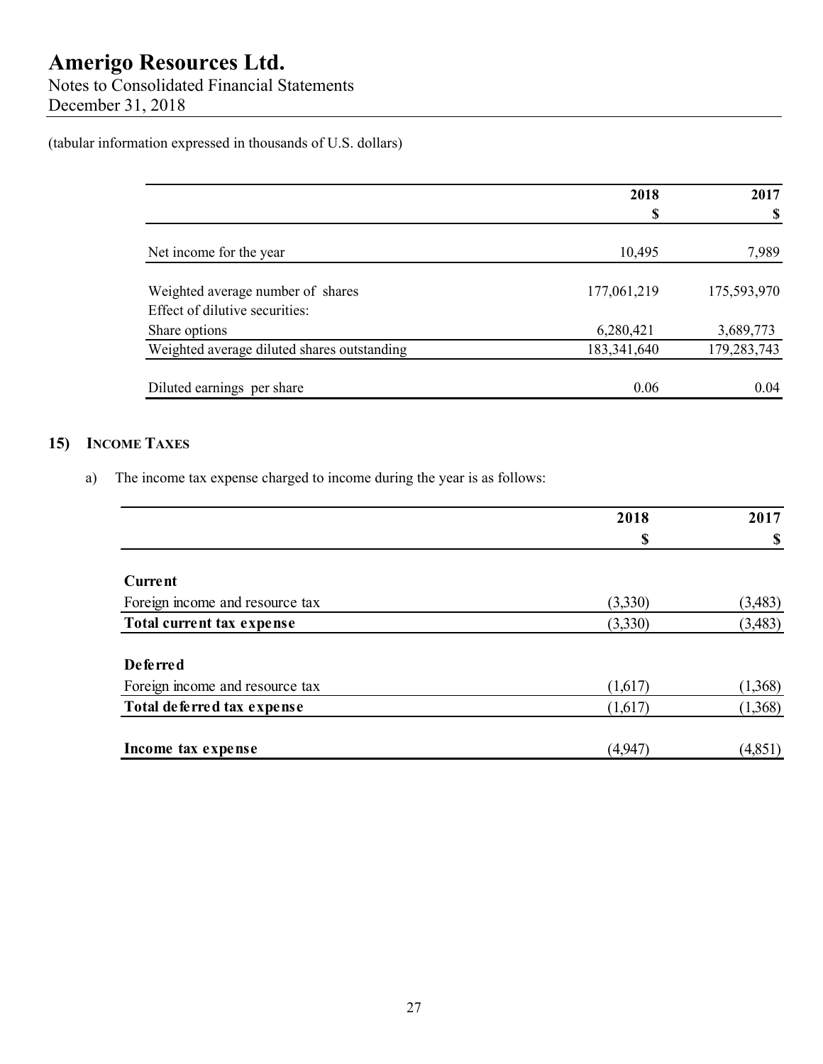(tabular information expressed in thousands of U.S. dollars)

| | 2018<br>$ | 2017<br>$ |
|---|---|---|
| Net income for the year | 10,495 | 7,989 |
| Weighted average number of shares | 177,061,219 | 175,593,970 |
| Effect of dilutive securities: | | |
| Share options | 6,280,421 | 3,689,773 |
| Weighted average diluted shares outstanding | 183,341,640 | 179,283,743 |
| Diluted earnings per share | 0.06 | 0.04 |

## 15) Income Taxes

a) The income tax expense charged to income during the year is as follows:

| | 2018<br>$ | 2017<br>$ |
|---|---|---|
| **Current** | | |
| Foreign income and resource tax | (3,330) | (3,483) |
| **Total current tax expense** | (3,330) | (3,483) |
| **Deferred** | | |
| Foreign income and resource tax | (1,617) | (1,368) |
| **Total deferred tax expense** | (1,617) | (1,368) |
| **Income tax expense** | (4,947) | (4,851) |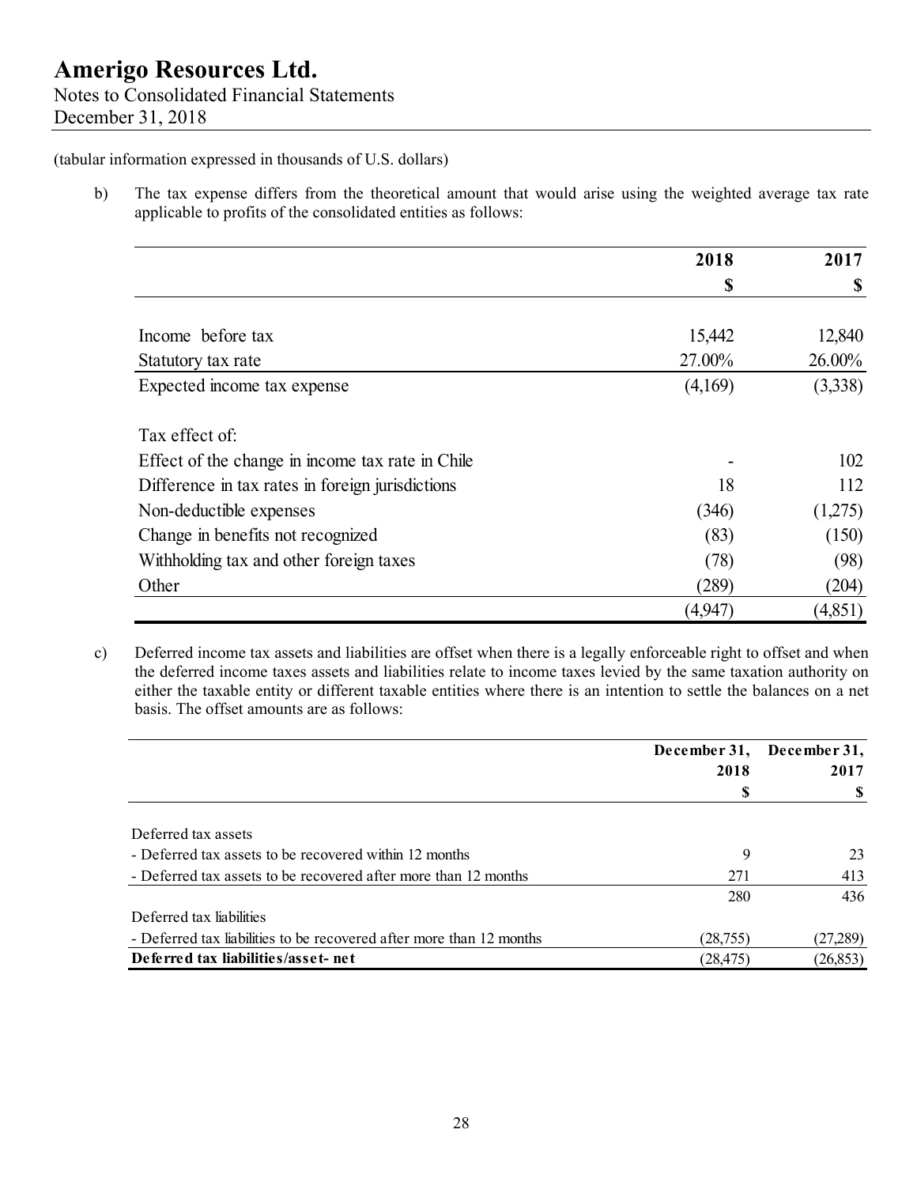(tabular information expressed in thousands of U.S. dollars)

b) The tax expense differs from the theoretical amount that would arise using the weighted average tax rate applicable to profits of the consolidated entities as follows:

| | 2018 | 2017 |
|---|---|---|
| | $ | $ |
| Income before tax | 15,442 | 12,840 |
| Statutory tax rate | 27.00% | 26.00% |
| Expected income tax expense | (4,169) | (3,338) |
| Tax effect of: | | |
| Effect of the change in income tax rate in Chile | - | 102 |
| Difference in tax rates in foreign jurisdictions | 18 | 112 |
| Non-deductible expenses | (346) | (1,275) |
| Change in benefits not recognized | (83) | (150) |
| Withholding tax and other foreign taxes | (78) | (98) |
| Other | (289) | (204) |
| | (4,947) | (4,851) |

c) Deferred income tax assets and liabilities are offset when there is a legally enforceable right to offset and when the deferred income taxes assets and liabilities relate to income taxes levied by the same taxation authority on either the taxable entity or different taxable entities where there is an intention to settle the balances on a net basis. The offset amounts are as follows:

| | December 31, 2018 | December 31, 2017 |
|---|---|---|
| | $ | $ |
| Deferred tax assets | | |
| - Deferred tax assets to be recovered within 12 months | 9 | 23 |
| - Deferred tax assets to be recovered after more than 12 months | 271 | 413 |
| | 280 | 436 |
| Deferred tax liabilities | | |
| - Deferred tax liabilities to be recovered after more than 12 months | (28,755) | (27,289) |
| **Deferred tax liabilities/asset- net** | (28,475) | (26,853) |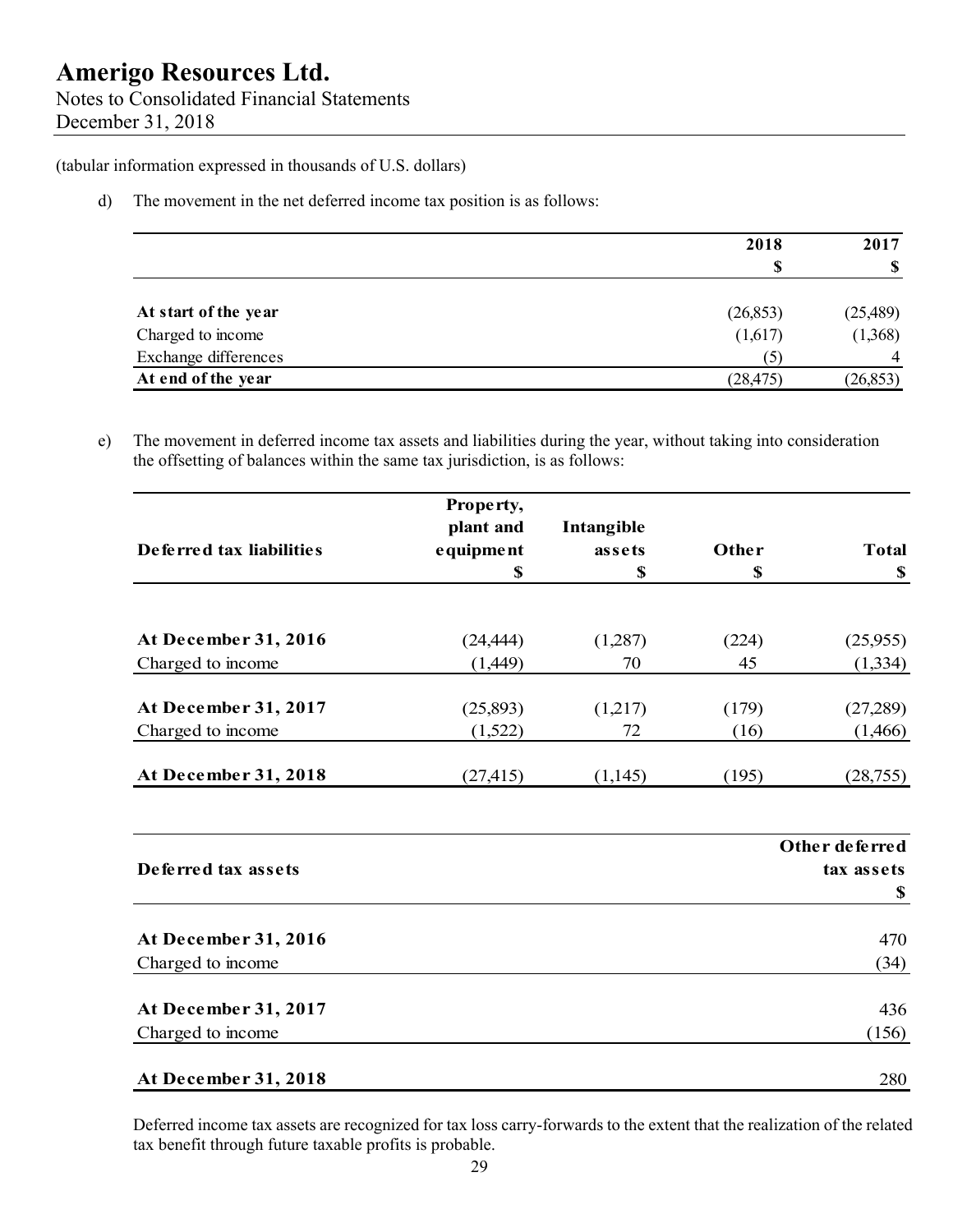(tabular information expressed in thousands of U.S. dollars)

d) The movement in the net deferred income tax position is as follows:

| | 2018<br>$ | 2017<br>$ |
|---|---|---|
| **At start of the year** | (26,853) | (25,489) |
| Charged to income | (1,617) | (1,368) |
| Exchange differences | (5) | 4 |
| **At end of the year** | (28,475) | (26,853) |

e) The movement in deferred income tax assets and liabilities during the year, without taking into consideration the offsetting of balances within the same tax jurisdiction, is as follows:

| Deferred tax liabilities | Property, plant and equipment<br>$ | Intangible assets<br>$ | Other<br>$ | Total<br>$ |
|---|---|---|---|---|
| **At December 31, 2016** | (24,444) | (1,287) | (224) | (25,955) |
| Charged to income | (1,449) | 70 | 45 | (1,334) |
| **At December 31, 2017** | (25,893) | (1,217) | (179) | (27,289) |
| Charged to income | (1,522) | 72 | (16) | (1,466) |
| **At December 31, 2018** | (27,415) | (1,145) | (195) | (28,755) |

| Deferred tax assets | Other deferred tax assets<br>$ |
|---|---|
| **At December 31, 2016** | 470 |
| Charged to income | (34) |
| **At December 31, 2017** | 436 |
| Charged to income | (156) |
| **At December 31, 2018** | 280 |

Deferred income tax assets are recognized for tax loss carry-forwards to the extent that the realization of the related tax benefit through future taxable profits is probable.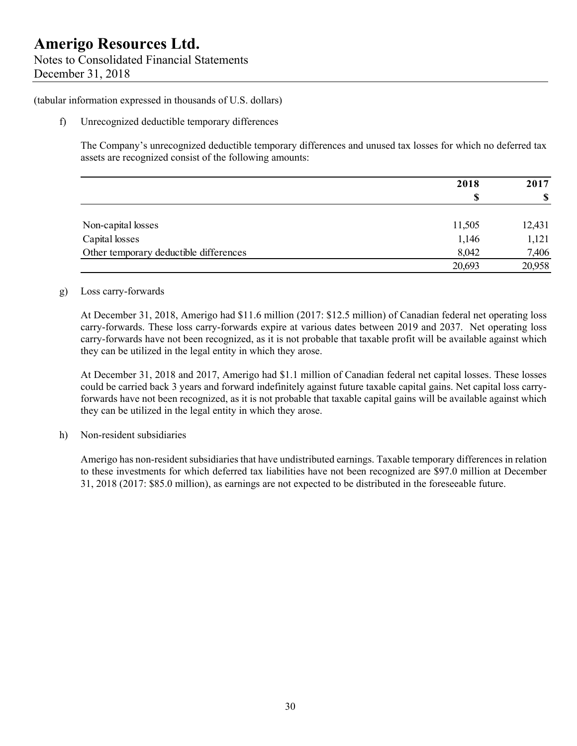(tabular information expressed in thousands of U.S. dollars)

f) Unrecognized deductible temporary differences

The Company's unrecognized deductible temporary differences and unused tax losses for which no deferred tax assets are recognized consist of the following amounts:

| | 2018 | 2017 |
|---|---|---|
| | $ | $ |
| Non-capital losses | 11,505 | 12,431 |
| Capital losses | 1,146 | 1,121 |
| Other temporary deductible differences | 8,042 | 7,406 |
| | 20,693 | 20,958 |

g) Loss carry-forwards

At December 31, 2018, Amerigo had $11.6 million (2017: $12.5 million) of Canadian federal net operating loss carry-forwards. These loss carry-forwards expire at various dates between 2019 and 2037. Net operating loss carry-forwards have not been recognized, as it is not probable that taxable profit will be available against which they can be utilized in the legal entity in which they arose.

At December 31, 2018 and 2017, Amerigo had $1.1 million of Canadian federal net capital losses. These losses could be carried back 3 years and forward indefinitely against future taxable capital gains. Net capital loss carry-forwards have not been recognized, as it is not probable that taxable capital gains will be available against which they can be utilized in the legal entity in which they arose.

h) Non-resident subsidiaries

Amerigo has non-resident subsidiaries that have undistributed earnings. Taxable temporary differences in relation to these investments for which deferred tax liabilities have not been recognized are $97.0 million at December 31, 2018 (2017: $85.0 million), as earnings are not expected to be distributed in the foreseeable future.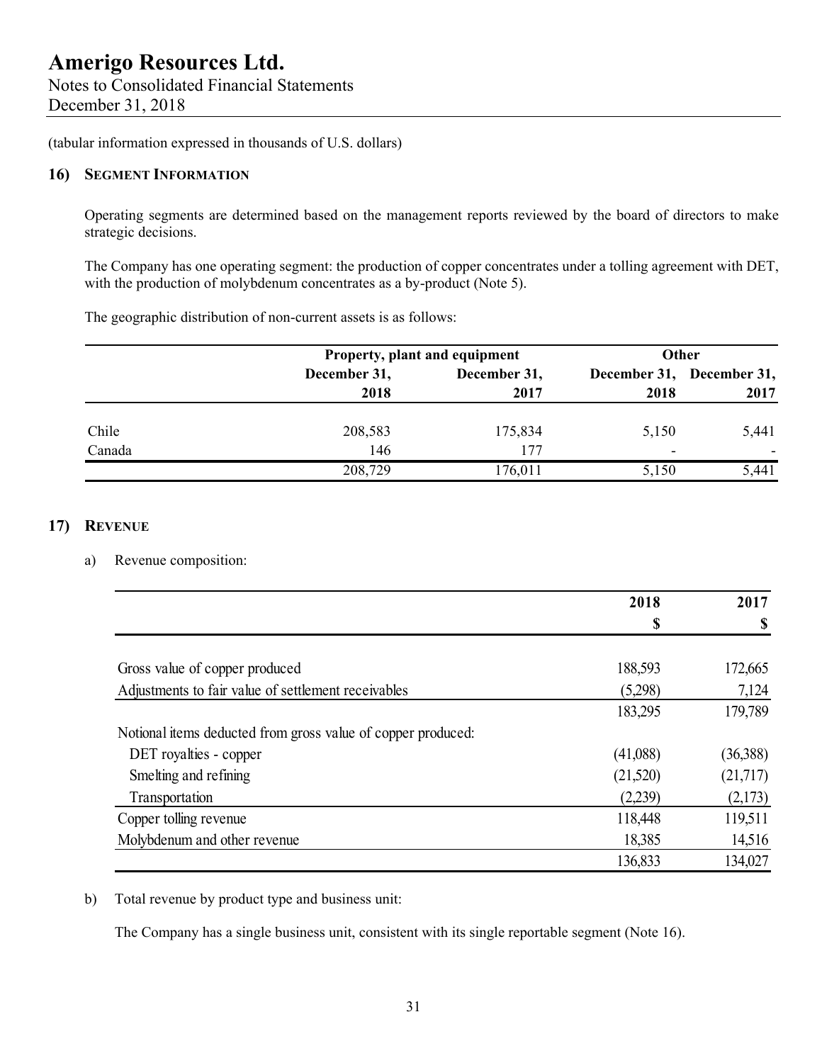# Amerigo Resources Ltd.

Notes to Consolidated Financial Statements
December 31, 2018

(tabular information expressed in thousands of U.S. dollars)

## 16) SEGMENT INFORMATION

Operating segments are determined based on the management reports reviewed by the board of directors to make strategic decisions.

The Company has one operating segment: the production of copper concentrates under a tolling agreement with DET, with the production of molybdenum concentrates as a by-product (Note 5).

The geographic distribution of non-current assets is as follows:

| | Property, plant and equipment | | Other | |
|---|---|---|---|---|
| | December 31, 2018 | December 31, 2017 | December 31, 2018 | December 31, 2017 |
| Chile | 208,583 | 175,834 | 5,150 | 5,441 |
| Canada | 146 | 177 | - | - |
| | 208,729 | 176,011 | 5,150 | 5,441 |

## 17) REVENUE

a) Revenue composition:

| | 2018 | 2017 |
|---|---|---|
| | $ | $ |
| Gross value of copper produced | 188,593 | 172,665 |
| Adjustments to fair value of settlement receivables | (5,298) | 7,124 |
| | 183,295 | 179,789 |
| Notional items deducted from gross value of copper produced: | | |
| DET royalties - copper | (41,088) | (36,388) |
| Smelting and refining | (21,520) | (21,717) |
| Transportation | (2,239) | (2,173) |
| Copper tolling revenue | 118,448 | 119,511 |
| Molybdenum and other revenue | 18,385 | 14,516 |
| | 136,833 | 134,027 |

b) Total revenue by product type and business unit:

The Company has a single business unit, consistent with its single reportable segment (Note 16).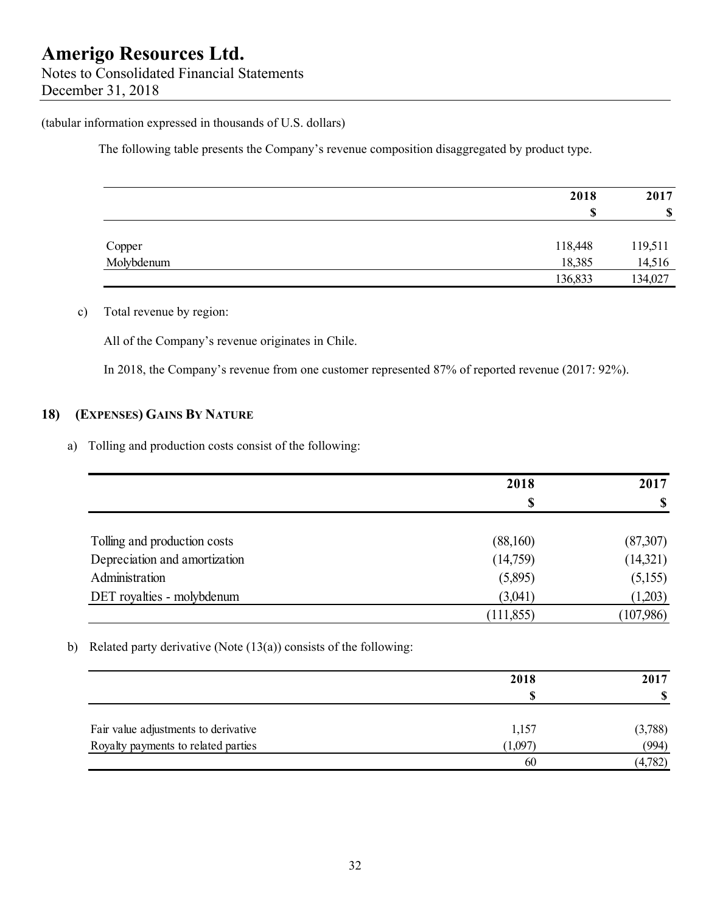(tabular information expressed in thousands of U.S. dollars)

The following table presents the Company's revenue composition disaggregated by product type.

| | 2018 | 2017 |
|---|---|---|
| | $ | $ |
| Copper | 118,448 | 119,511 |
| Molybdenum | 18,385 | 14,516 |
| | 136,833 | 134,027 |

c) Total revenue by region:

All of the Company's revenue originates in Chile.

In 2018, the Company's revenue from one customer represented 87% of reported revenue (2017: 92%).

## 18) (EXPENSES) GAINS BY NATURE

a) Tolling and production costs consist of the following:

| | 2018 | 2017 |
|---|---|---|
| | $ | $ |
| Tolling and production costs | (88,160) | (87,307) |
| Depreciation and amortization | (14,759) | (14,321) |
| Administration | (5,895) | (5,155) |
| DET royalties - molybdenum | (3,041) | (1,203) |
| | (111,855) | (107,986) |

b) Related party derivative (Note (13(a)) consists of the following:

| | 2018 | 2017 |
|---|---|---|
| | $ | $ |
| Fair value adjustments to derivative | 1,157 | (3,788) |
| Royalty payments to related parties | (1,097) | (994) |
| | 60 | (4,782) |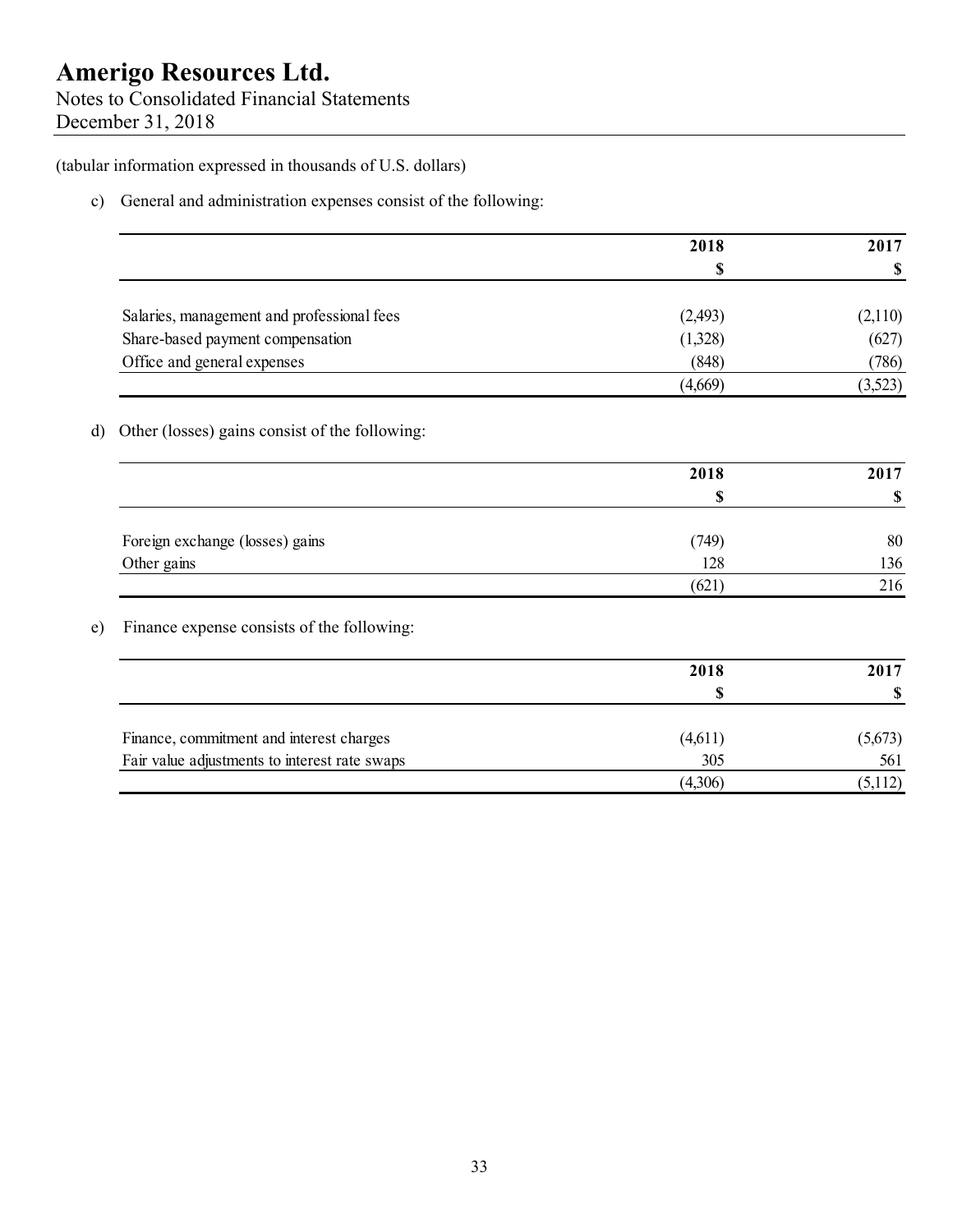(tabular information expressed in thousands of U.S. dollars)

c) General and administration expenses consist of the following:

| | 2018 | 2017 |
|---|---|---|
| | $ | $ |
| Salaries, management and professional fees | (2,493) | (2,110) |
| Share-based payment compensation | (1,328) | (627) |
| Office and general expenses | (848) | (786) |
| | (4,669) | (3,523) |

d) Other (losses) gains consist of the following:

| | 2018 | 2017 |
|---|---|---|
| | $ | $ |
| Foreign exchange (losses) gains | (749) | 80 |
| Other gains | 128 | 136 |
| | (621) | 216 |

e) Finance expense consists of the following:

| | 2018 | 2017 |
|---|---|---|
| | $ | $ |
| Finance, commitment and interest charges | (4,611) | (5,673) |
| Fair value adjustments to interest rate swaps | 305 | 561 |
| | (4,306) | (5,112) |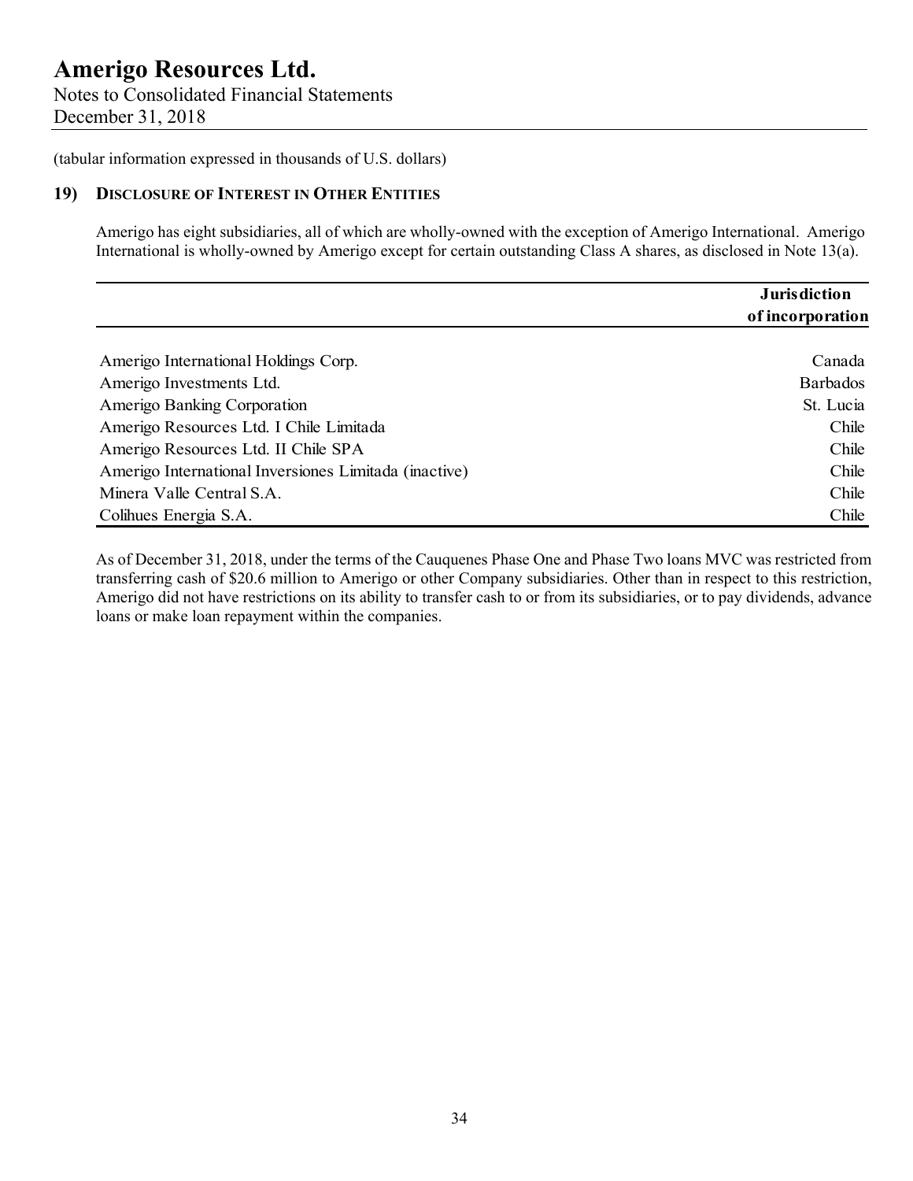(tabular information expressed in thousands of U.S. dollars)

## 19) DISCLOSURE OF INTEREST IN OTHER ENTITIES

Amerigo has eight subsidiaries, all of which are wholly-owned with the exception of Amerigo International. Amerigo International is wholly-owned by Amerigo except for certain outstanding Class A shares, as disclosed in Note 13(a).

| | Jurisdiction of incorporation |
|---|---|
| Amerigo International Holdings Corp. | Canada |
| Amerigo Investments Ltd. | Barbados |
| Amerigo Banking Corporation | St. Lucia |
| Amerigo Resources Ltd. I Chile Limitada | Chile |
| Amerigo Resources Ltd. II Chile SPA | Chile |
| Amerigo International Inversiones Limitada (inactive) | Chile |
| Minera Valle Central S.A. | Chile |
| Colihues Energia S.A. | Chile |

As of December 31, 2018, under the terms of the Cauquenes Phase One and Phase Two loans MVC was restricted from transferring cash of $20.6 million to Amerigo or other Company subsidiaries. Other than in respect to this restriction, Amerigo did not have restrictions on its ability to transfer cash to or from its subsidiaries, or to pay dividends, advance loans or make loan repayment within the companies.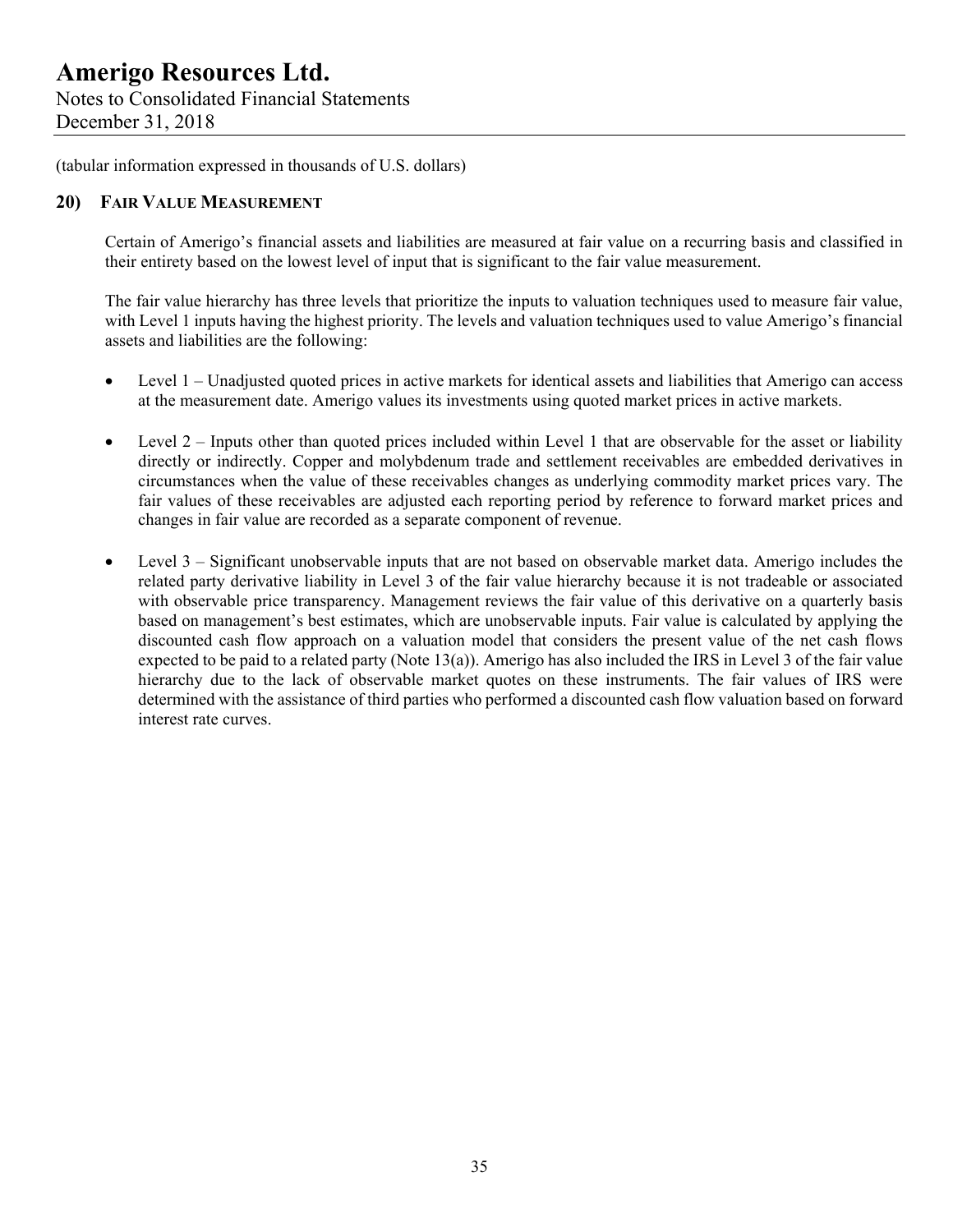(tabular information expressed in thousands of U.S. dollars)

## 20) FAIR VALUE MEASUREMENT

Certain of Amerigo's financial assets and liabilities are measured at fair value on a recurring basis and classified in their entirety based on the lowest level of input that is significant to the fair value measurement.

The fair value hierarchy has three levels that prioritize the inputs to valuation techniques used to measure fair value, with Level 1 inputs having the highest priority. The levels and valuation techniques used to value Amerigo's financial assets and liabilities are the following:

- Level 1 – Unadjusted quoted prices in active markets for identical assets and liabilities that Amerigo can access at the measurement date. Amerigo values its investments using quoted market prices in active markets.

- Level 2 – Inputs other than quoted prices included within Level 1 that are observable for the asset or liability directly or indirectly. Copper and molybdenum trade and settlement receivables are embedded derivatives in circumstances when the value of these receivables changes as underlying commodity market prices vary. The fair values of these receivables are adjusted each reporting period by reference to forward market prices and changes in fair value are recorded as a separate component of revenue.

- Level 3 – Significant unobservable inputs that are not based on observable market data. Amerigo includes the related party derivative liability in Level 3 of the fair value hierarchy because it is not tradeable or associated with observable price transparency. Management reviews the fair value of this derivative on a quarterly basis based on management's best estimates, which are unobservable inputs. Fair value is calculated by applying the discounted cash flow approach on a valuation model that considers the present value of the net cash flows expected to be paid to a related party (Note 13(a)). Amerigo has also included the IRS in Level 3 of the fair value hierarchy due to the lack of observable market quotes on these instruments. The fair values of IRS were determined with the assistance of third parties who performed a discounted cash flow valuation based on forward interest rate curves.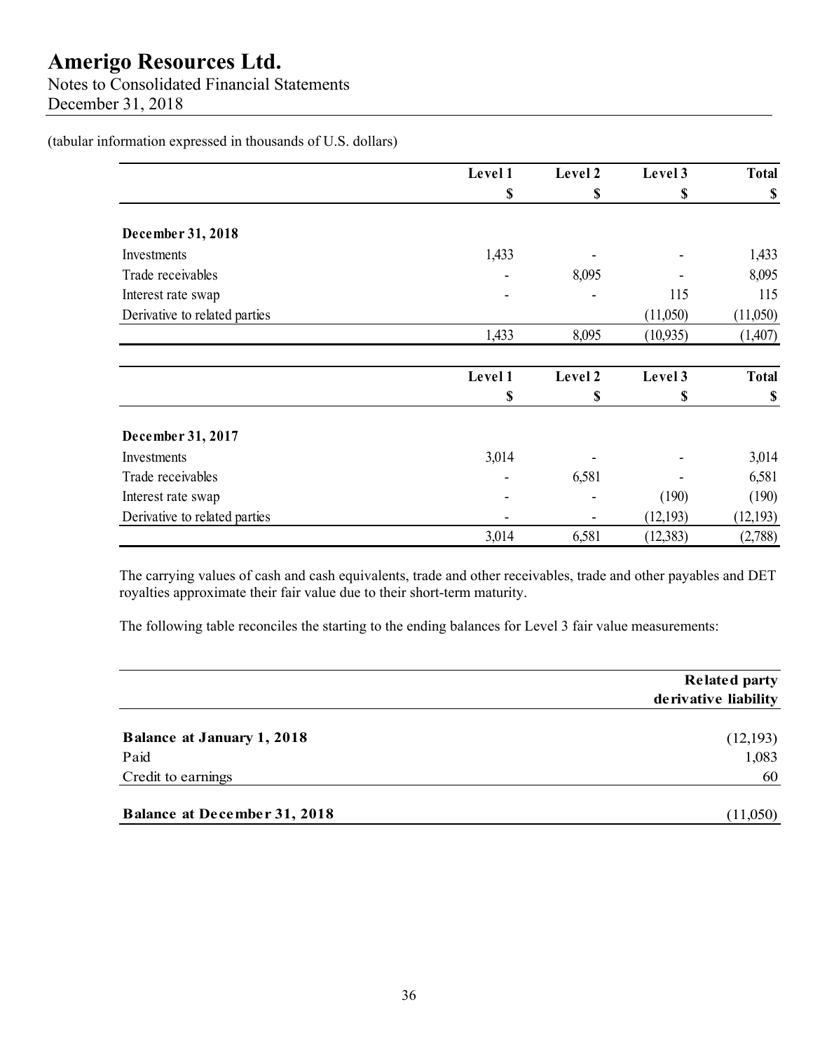(tabular information expressed in thousands of U.S. dollars)

| | Level 1 | Level 2 | Level 3 | Total |
|---|---|---|---|---|
| | $ | $ | $ | $ |
| **December 31, 2018** | | | | |
| Investments | 1,433 | - | - | 1,433 |
| Trade receivables | - | 8,095 | - | 8,095 |
| Interest rate swap | - | - | 115 | 115 |
| Derivative to related parties | | | (11,050) | (11,050) |
| | 1,433 | 8,095 | (10,935) | (1,407) |

| | Level 1 | Level 2 | Level 3 | Total |
|---|---|---|---|---|
| | $ | $ | $ | $ |
| **December 31, 2017** | | | | |
| Investments | 3,014 | - | - | 3,014 |
| Trade receivables | - | 6,581 | - | 6,581 |
| Interest rate swap | - | - | (190) | (190) |
| Derivative to related parties | - | - | (12,193) | (12,193) |
| | 3,014 | 6,581 | (12,383) | (2,788) |

The carrying values of cash and cash equivalents, trade and other receivables, trade and other payables and DET royalties approximate their fair value due to their short-term maturity.

The following table reconciles the starting to the ending balances for Level 3 fair value measurements:

| | Related party derivative liability |
|---|---|
| **Balance at January 1, 2018** | (12,193) |
| Paid | 1,083 |
| Credit to earnings | 60 |
| **Balance at December 31, 2018** | (11,050) |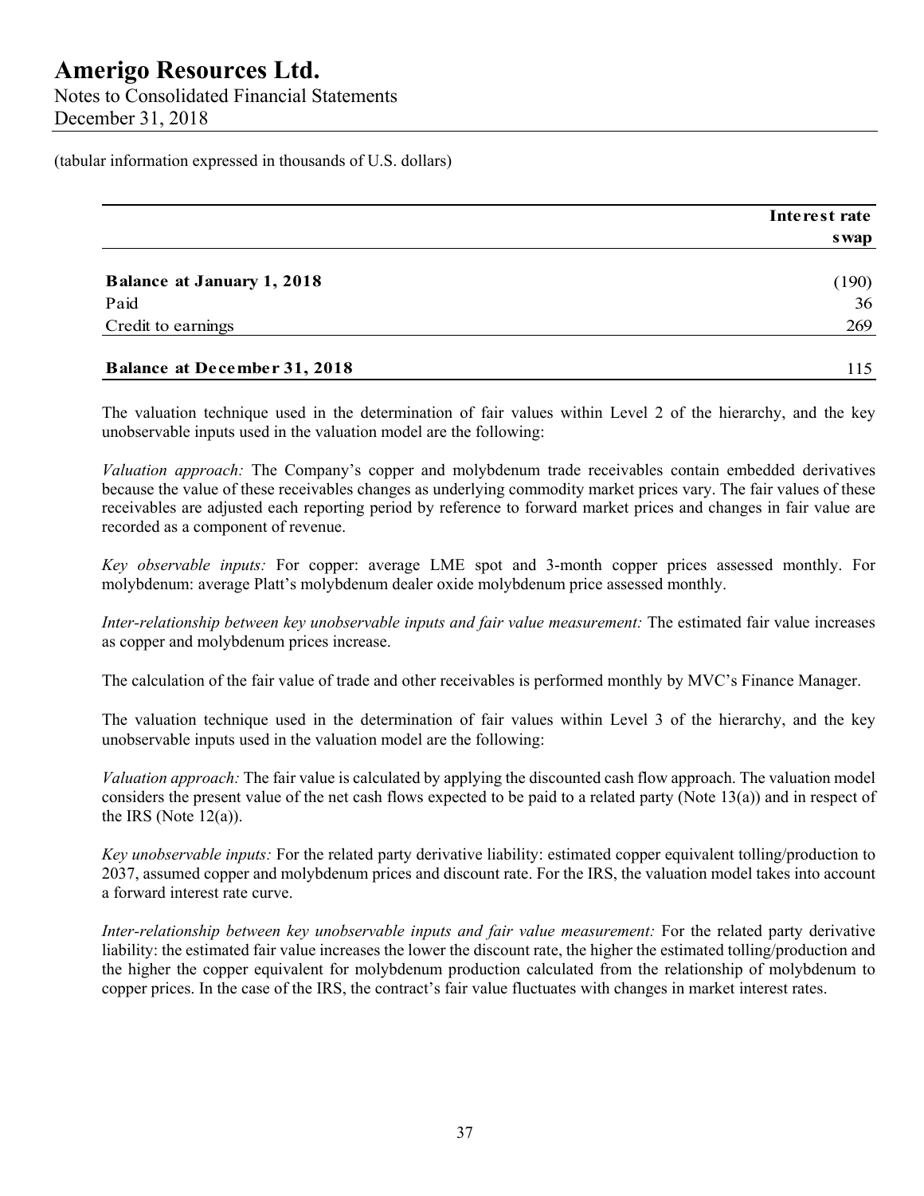(tabular information expressed in thousands of U.S. dollars)

| | Interest rate swap |
|---|---|
| **Balance at January 1, 2018** | (190) |
| Paid | 36 |
| Credit to earnings | 269 |
| **Balance at December 31, 2018** | 115 |

The valuation technique used in the determination of fair values within Level 2 of the hierarchy, and the key unobservable inputs used in the valuation model are the following:

*Valuation approach:* The Company's copper and molybdenum trade receivables contain embedded derivatives because the value of these receivables changes as underlying commodity market prices vary. The fair values of these receivables are adjusted each reporting period by reference to forward market prices and changes in fair value are recorded as a component of revenue.

*Key observable inputs:* For copper: average LME spot and 3-month copper prices assessed monthly. For molybdenum: average Platt's molybdenum dealer oxide molybdenum price assessed monthly.

*Inter-relationship between key unobservable inputs and fair value measurement:* The estimated fair value increases as copper and molybdenum prices increase.

The calculation of the fair value of trade and other receivables is performed monthly by MVC's Finance Manager.

The valuation technique used in the determination of fair values within Level 3 of the hierarchy, and the key unobservable inputs used in the valuation model are the following:

*Valuation approach:* The fair value is calculated by applying the discounted cash flow approach. The valuation model considers the present value of the net cash flows expected to be paid to a related party (Note 13(a)) and in respect of the IRS (Note 12(a)).

*Key unobservable inputs:* For the related party derivative liability: estimated copper equivalent tolling/production to 2037, assumed copper and molybdenum prices and discount rate. For the IRS, the valuation model takes into account a forward interest rate curve.

*Inter-relationship between key unobservable inputs and fair value measurement:* For the related party derivative liability: the estimated fair value increases the lower the discount rate, the higher the estimated tolling/production and the higher the copper equivalent for molybdenum production calculated from the relationship of molybdenum to copper prices. In the case of the IRS, the contract's fair value fluctuates with changes in market interest rates.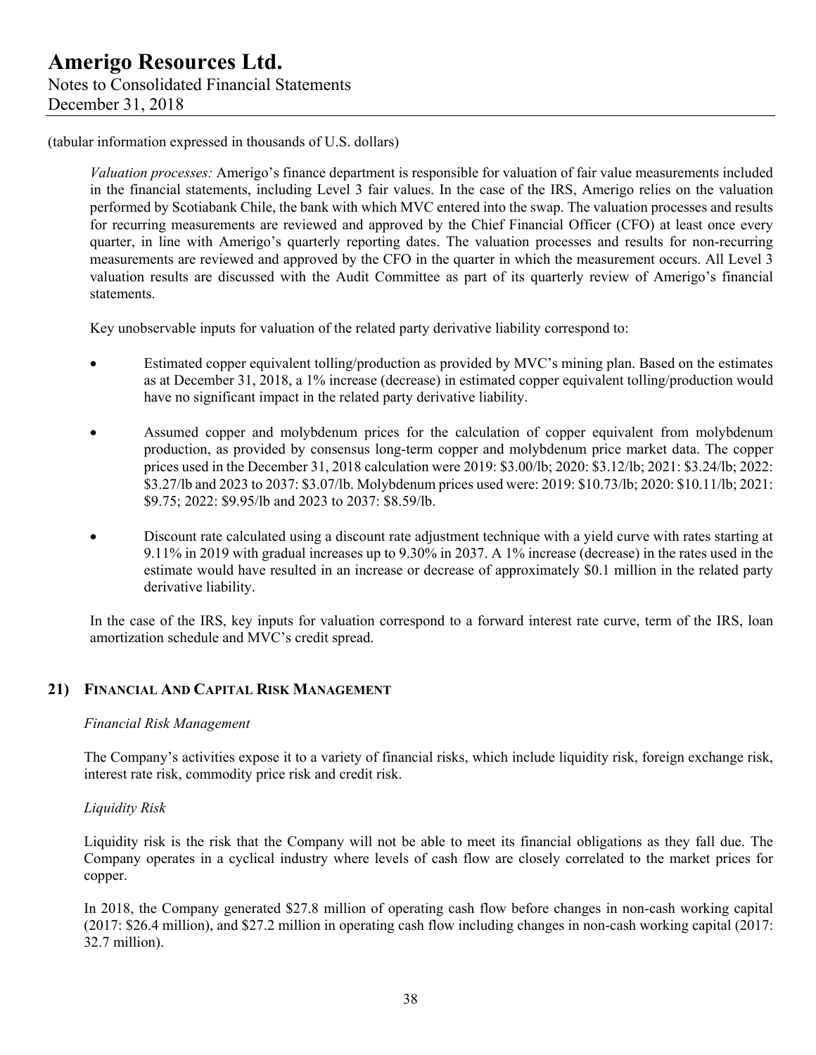(tabular information expressed in thousands of U.S. dollars)

*Valuation processes:* Amerigo's finance department is responsible for valuation of fair value measurements included in the financial statements, including Level 3 fair values. In the case of the IRS, Amerigo relies on the valuation performed by Scotiabank Chile, the bank with which MVC entered into the swap. The valuation processes and results for recurring measurements are reviewed and approved by the Chief Financial Officer (CFO) at least once every quarter, in line with Amerigo's quarterly reporting dates. The valuation processes and results for non-recurring measurements are reviewed and approved by the CFO in the quarter in which the measurement occurs. All Level 3 valuation results are discussed with the Audit Committee as part of its quarterly review of Amerigo's financial statements.

Key unobservable inputs for valuation of the related party derivative liability correspond to:

- Estimated copper equivalent tolling/production as provided by MVC's mining plan. Based on the estimates as at December 31, 2018, a 1% increase (decrease) in estimated copper equivalent tolling/production would have no significant impact in the related party derivative liability.
- Assumed copper and molybdenum prices for the calculation of copper equivalent from molybdenum production, as provided by consensus long-term copper and molybdenum price market data. The copper prices used in the December 31, 2018 calculation were 2019: $3.00/lb; 2020: $3.12/lb; 2021: $3.24/lb; 2022: $3.27/lb and 2023 to 2037: $3.07/lb. Molybdenum prices used were: 2019: $10.73/lb; 2020: $10.11/lb; 2021: $9.75; 2022: $9.95/lb and 2023 to 2037: $8.59/lb.
- Discount rate calculated using a discount rate adjustment technique with a yield curve with rates starting at 9.11% in 2019 with gradual increases up to 9.30% in 2037. A 1% increase (decrease) in the rates used in the estimate would have resulted in an increase or decrease of approximately $0.1 million in the related party derivative liability.

In the case of the IRS, key inputs for valuation correspond to a forward interest rate curve, term of the IRS, loan amortization schedule and MVC's credit spread.

## 21) Financial And Capital Risk Management

*Financial Risk Management*

The Company's activities expose it to a variety of financial risks, which include liquidity risk, foreign exchange risk, interest rate risk, commodity price risk and credit risk.

*Liquidity Risk*

Liquidity risk is the risk that the Company will not be able to meet its financial obligations as they fall due. The Company operates in a cyclical industry where levels of cash flow are closely correlated to the market prices for copper.

In 2018, the Company generated $27.8 million of operating cash flow before changes in non-cash working capital (2017: $26.4 million), and $27.2 million in operating cash flow including changes in non-cash working capital (2017: 32.7 million).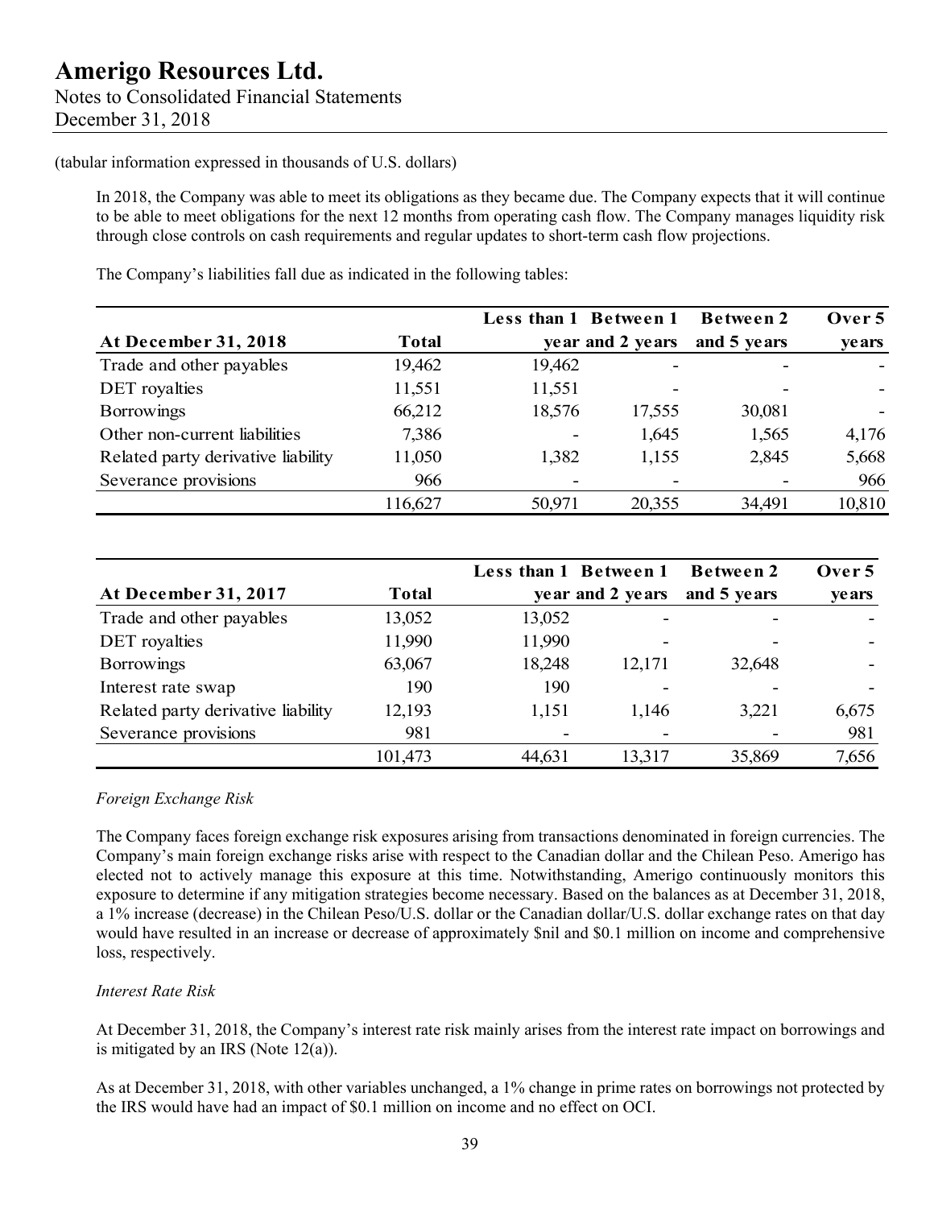(tabular information expressed in thousands of U.S. dollars)

In 2018, the Company was able to meet its obligations as they became due. The Company expects that it will continue to be able to meet obligations for the next 12 months from operating cash flow. The Company manages liquidity risk through close controls on cash requirements and regular updates to short-term cash flow projections.

The Company's liabilities fall due as indicated in the following tables:

| At December 31, 2018 | Total | Less than 1 year | Between 1 and 2 years | Between 2 and 5 years | Over 5 years |
|---|---|---|---|---|---|
| Trade and other payables | 19,462 | 19,462 | - | - | - |
| DET royalties | 11,551 | 11,551 | - | - | - |
| Borrowings | 66,212 | 18,576 | 17,555 | 30,081 | - |
| Other non-current liabilities | 7,386 | - | 1,645 | 1,565 | 4,176 |
| Related party derivative liability | 11,050 | 1,382 | 1,155 | 2,845 | 5,668 |
| Severance provisions | 966 | - | - | - | 966 |
| | 116,627 | 50,971 | 20,355 | 34,491 | 10,810 |

| At December 31, 2017 | Total | Less than 1 year | Between 1 and 2 years | Between 2 and 5 years | Over 5 years |
|---|---|---|---|---|---|
| Trade and other payables | 13,052 | 13,052 | - | - | - |
| DET royalties | 11,990 | 11,990 | - | - | - |
| Borrowings | 63,067 | 18,248 | 12,171 | 32,648 | - |
| Interest rate swap | 190 | 190 | - | - | - |
| Related party derivative liability | 12,193 | 1,151 | 1,146 | 3,221 | 6,675 |
| Severance provisions | 981 | - | - | - | 981 |
| | 101,473 | 44,631 | 13,317 | 35,869 | 7,656 |

*Foreign Exchange Risk*

The Company faces foreign exchange risk exposures arising from transactions denominated in foreign currencies. The Company's main foreign exchange risks arise with respect to the Canadian dollar and the Chilean Peso. Amerigo has elected not to actively manage this exposure at this time. Notwithstanding, Amerigo continuously monitors this exposure to determine if any mitigation strategies become necessary. Based on the balances as at December 31, 2018, a 1% increase (decrease) in the Chilean Peso/U.S. dollar or the Canadian dollar/U.S. dollar exchange rates on that day would have resulted in an increase or decrease of approximately $nil and $0.1 million on income and comprehensive loss, respectively.

*Interest Rate Risk*

At December 31, 2018, the Company's interest rate risk mainly arises from the interest rate impact on borrowings and is mitigated by an IRS (Note 12(a)).

As at December 31, 2018, with other variables unchanged, a 1% change in prime rates on borrowings not protected by the IRS would have had an impact of $0.1 million on income and no effect on OCI.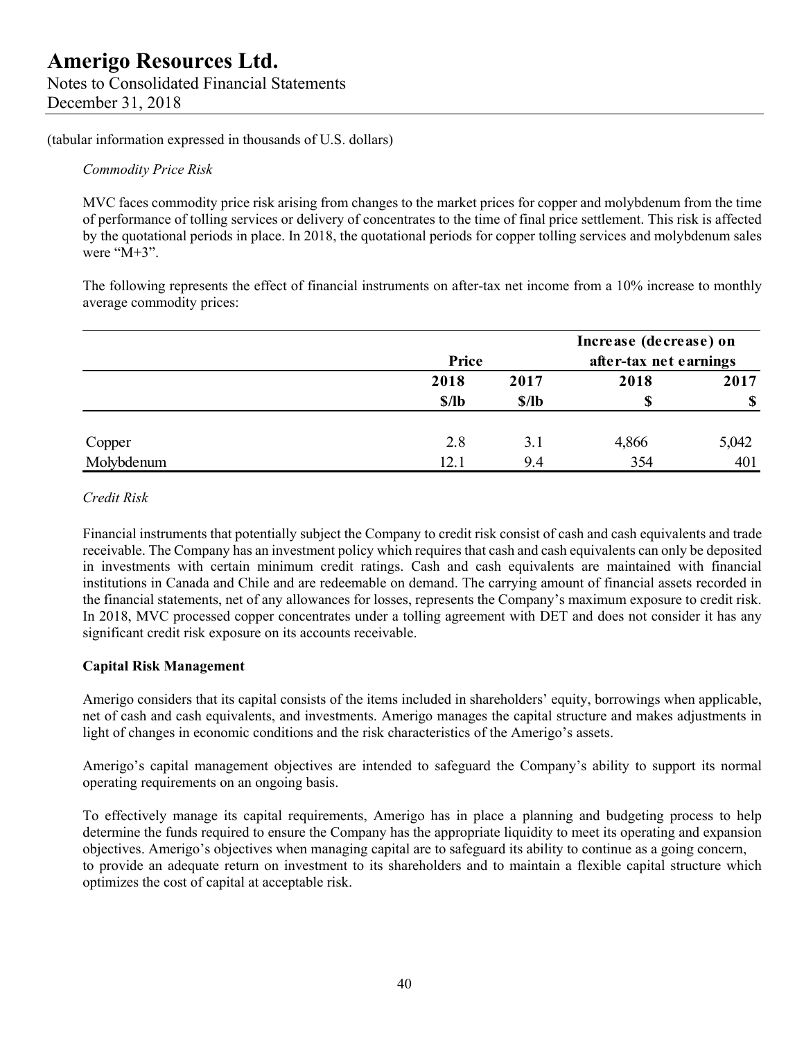(tabular information expressed in thousands of U.S. dollars)

*Commodity Price Risk*

MVC faces commodity price risk arising from changes to the market prices for copper and molybdenum from the time of performance of tolling services or delivery of concentrates to the time of final price settlement. This risk is affected by the quotational periods in place. In 2018, the quotational periods for copper tolling services and molybdenum sales were "M+3".

The following represents the effect of financial instruments on after-tax net income from a 10% increase to monthly average commodity prices:

| | Price | | Increase (decrease) on after-tax net earnings | |
|---|---|---|---|---|
| | 2018 | 2017 | 2018 | 2017 |
| | $/lb | $/lb | $ | $ |
| Copper | 2.8 | 3.1 | 4,866 | 5,042 |
| Molybdenum | 12.1 | 9.4 | 354 | 401 |

*Credit Risk*

Financial instruments that potentially subject the Company to credit risk consist of cash and cash equivalents and trade receivable. The Company has an investment policy which requires that cash and cash equivalents can only be deposited in investments with certain minimum credit ratings. Cash and cash equivalents are maintained with financial institutions in Canada and Chile and are redeemable on demand. The carrying amount of financial assets recorded in the financial statements, net of any allowances for losses, represents the Company's maximum exposure to credit risk. In 2018, MVC processed copper concentrates under a tolling agreement with DET and does not consider it has any significant credit risk exposure on its accounts receivable.

**Capital Risk Management**

Amerigo considers that its capital consists of the items included in shareholders' equity, borrowings when applicable, net of cash and cash equivalents, and investments. Amerigo manages the capital structure and makes adjustments in light of changes in economic conditions and the risk characteristics of the Amerigo's assets.

Amerigo's capital management objectives are intended to safeguard the Company's ability to support its normal operating requirements on an ongoing basis.

To effectively manage its capital requirements, Amerigo has in place a planning and budgeting process to help determine the funds required to ensure the Company has the appropriate liquidity to meet its operating and expansion objectives. Amerigo's objectives when managing capital are to safeguard its ability to continue as a going concern, to provide an adequate return on investment to its shareholders and to maintain a flexible capital structure which optimizes the cost of capital at acceptable risk.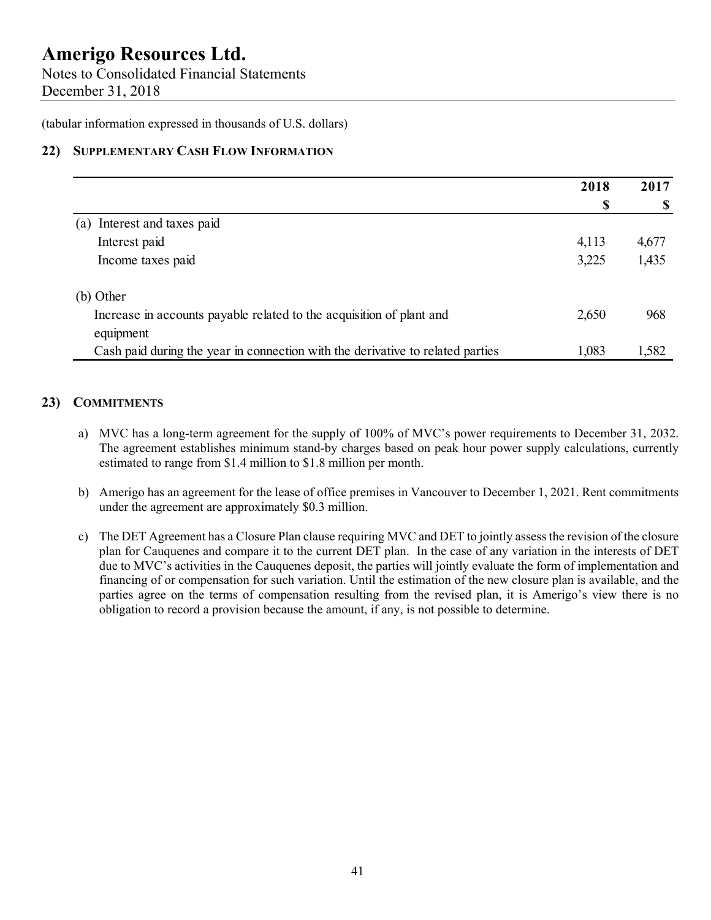# Amerigo Resources Ltd.

Notes to Consolidated Financial Statements
December 31, 2018

(tabular information expressed in thousands of U.S. dollars)

## 22) SUPPLEMENTARY CASH FLOW INFORMATION

| | 2018<br>$ | 2017<br>$ |
|---|---|---|
| (a) Interest and taxes paid | | |
| Interest paid | 4,113 | 4,677 |
| Income taxes paid | 3,225 | 1,435 |
| | | |
| (b) Other | | |
| Increase in accounts payable related to the acquisition of plant and equipment | 2,650 | 968 |
| Cash paid during the year in connection with the derivative to related parties | 1,083 | 1,582 |

## 23) COMMITMENTS

a) MVC has a long-term agreement for the supply of 100% of MVC's power requirements to December 31, 2032. The agreement establishes minimum stand-by charges based on peak hour power supply calculations, currently estimated to range from $1.4 million to $1.8 million per month.

b) Amerigo has an agreement for the lease of office premises in Vancouver to December 1, 2021. Rent commitments under the agreement are approximately $0.3 million.

c) The DET Agreement has a Closure Plan clause requiring MVC and DET to jointly assess the revision of the closure plan for Cauquenes and compare it to the current DET plan. In the case of any variation in the interests of DET due to MVC's activities in the Cauquenes deposit, the parties will jointly evaluate the form of implementation and financing of or compensation for such variation. Until the estimation of the new closure plan is available, and the parties agree on the terms of compensation resulting from the revised plan, it is Amerigo's view there is no obligation to record a provision because the amount, if any, is not possible to determine.